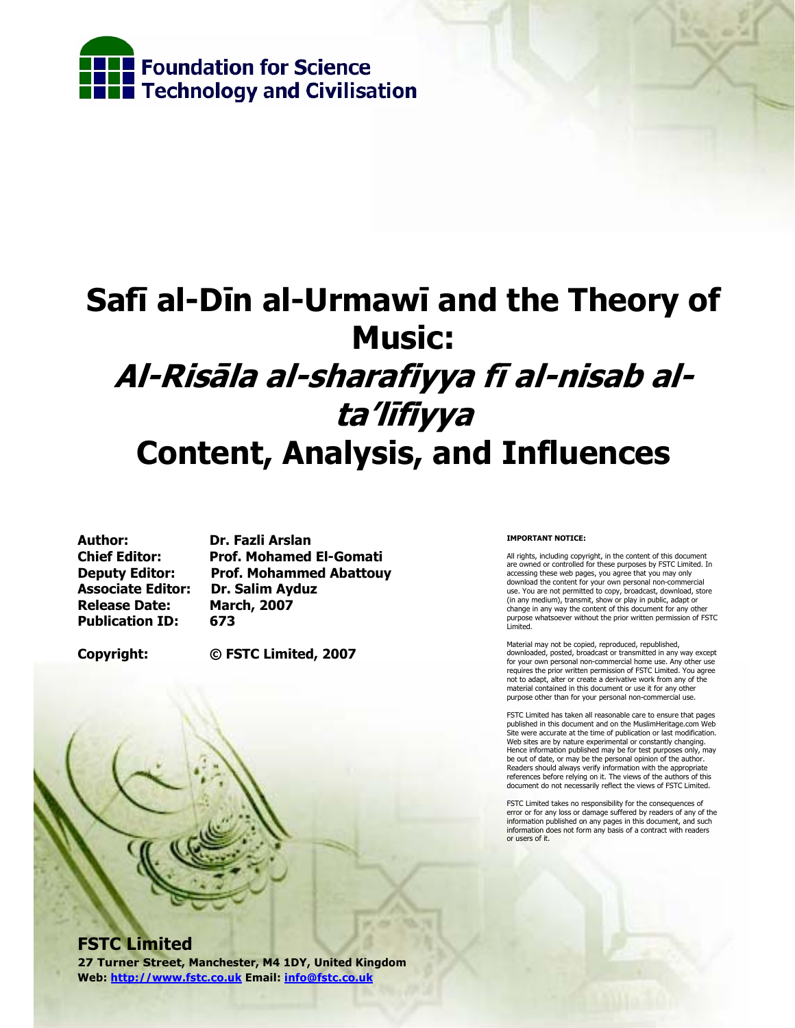Foundation for Science Technology and Civilisation

# Safī al-Dīn al-Urmawī and the Theory of Music: *Al-Risāla al-sharafiyya fī al-nisab al-ta'līfiyya* Content, Analysis, and Influences

**Author:** Dr. Fazli Arslan
**Chief Editor:** Prof. Mohamed El-Gomati
**Deputy Editor:** Prof. Mohammed Abattouy
**Associate Editor:** Dr. Salim Ayduz
**Release Date:** March, 2007
**Publication ID:** 673

**Copyright:** © FSTC Limited, 2007

**IMPORTANT NOTICE:**

All rights, including copyright, in the content of this document are owned or controlled for these purposes by FSTC Limited. In accessing these web pages, you agree that you may only download the content for your own personal non-commercial use. You are not permitted to copy, broadcast, download, store (in any medium), transmit, show or play in public, adapt or change in any way the content of this document for any other purpose whatsoever without the prior written permission of FSTC Limited.

Material may not be copied, reproduced, republished, downloaded, posted, broadcast or transmitted in any way except for your own personal non-commercial home use. Any other use requires the prior written permission of FSTC Limited. You agree not to adapt, alter or create a derivative work from any of the material contained in this document or use it for any other purpose other than for your personal non-commercial use.

FSTC Limited has taken all reasonable care to ensure that pages published in this document and on the MuslimHeritage.com Web Site were accurate at the time of publication or last modification. Web sites are by nature experimental or constantly changing. Hence information published may be for test purposes only, may be out of date, or may be the personal opinion of the author. Readers should always verify information with the appropriate references before relying on it. The views of the authors of this document do not necessarily reflect the views of FSTC Limited.

FSTC Limited takes no responsibility for the consequences of error or for any loss or damage suffered by readers of any of the information published on any pages in this document, and such information does not form any basis of a contract with readers or users of it.

**FSTC Limited**
**27 Turner Street, Manchester, M4 1DY, United Kingdom**
**Web: http://www.fstc.co.uk Email: info@fstc.co.uk**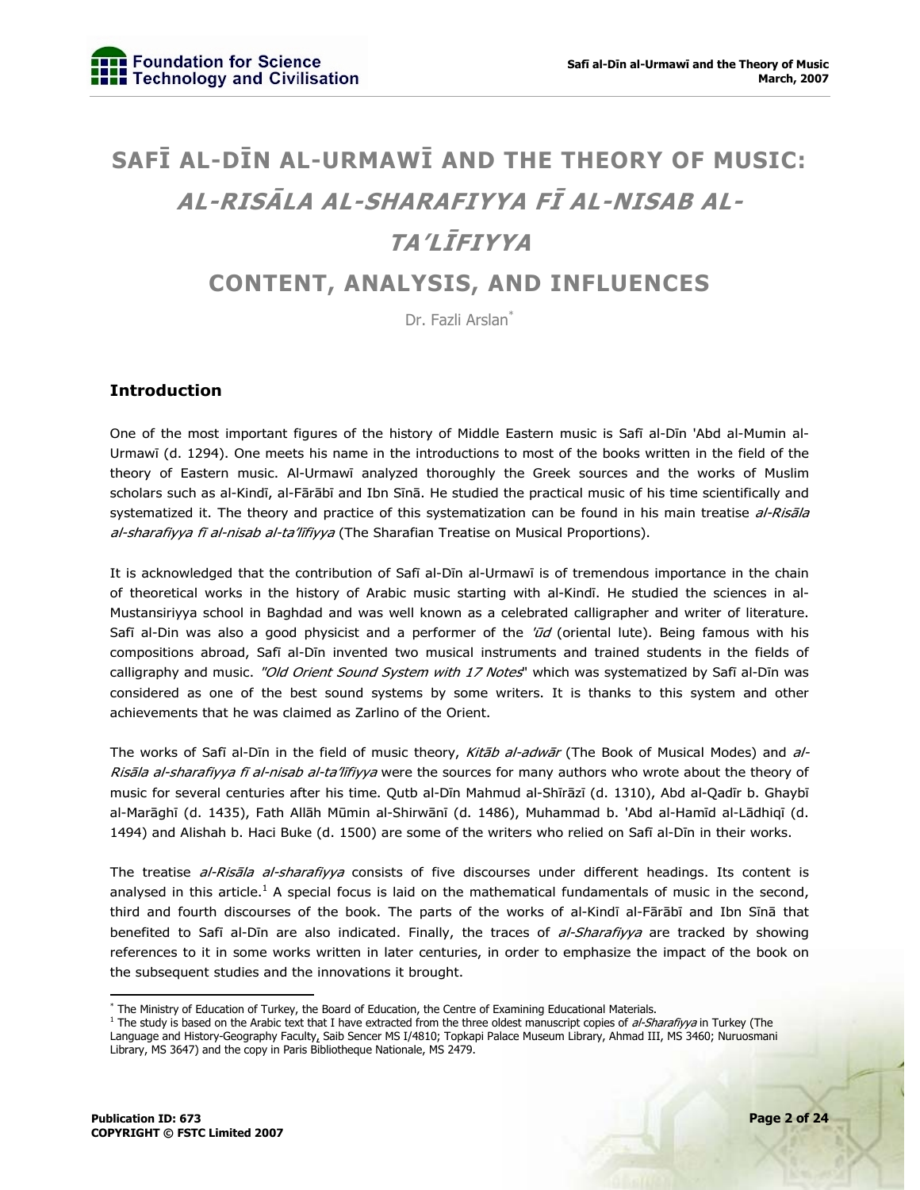# SAFĪ AL-DĪN AL-URMAWĪ AND THE THEORY OF MUSIC: *AL-RISĀLA AL-SHARAFIYYA FĪ AL-NISAB AL-TA'LĪFIYYA*

## CONTENT, ANALYSIS, AND INFLUENCES

Dr. Fazli Arslan[*]

### Introduction

One of the most important figures of the history of Middle Eastern music is Safī al-Dīn 'Abd al-Mumin al-Urmawī (d. 1294). One meets his name in the introductions to most of the books written in the field of the theory of Eastern music. Al-Urmawī analyzed thoroughly the Greek sources and the works of Muslim scholars such as al-Kindī, al-Fārābī and Ibn Sīnā. He studied the practical music of his time scientifically and systematized it. The theory and practice of this systematization can be found in his main treatise *al-Risāla al-sharafiyya fī al-nisab al-ta'līfiyya* (The Sharafian Treatise on Musical Proportions).

It is acknowledged that the contribution of Safī al-Dīn al-Urmawī is of tremendous importance in the chain of theoretical works in the history of Arabic music starting with al-Kindī. He studied the sciences in al-Mustansiriyya school in Baghdad and was well known as a celebrated calligrapher and writer of literature. Safī al-Din was also a good physicist and a performer of the *'ūd* (oriental lute). Being famous with his compositions abroad, Safī al-Dīn invented two musical instruments and trained students in the fields of calligraphy and music. *"Old Orient Sound System with 17 Notes*" which was systematized by Safī al-Dīn was considered as one of the best sound systems by some writers. It is thanks to this system and other achievements that he was claimed as Zarlino of the Orient.

The works of Safī al-Dīn in the field of music theory, *Kitāb al-adwār* (The Book of Musical Modes) and *al-Risāla al-sharafiyya fī al-nisab al-ta'līfiyya* were the sources for many authors who wrote about the theory of music for several centuries after his time. Qutb al-Dīn Mahmud al-Shīrāzī (d. 1310), Abd al-Qadīr b. Ghaybī al-Marāghī (d. 1435), Fath Allāh Mūmin al-Shirwānī (d. 1486), Muhammad b. 'Abd al-Hamīd al-Lādhiqī (d. 1494) and Alishah b. Haci Buke (d. 1500) are some of the writers who relied on Safī al-Dīn in their works.

The treatise *al-Risāla al-sharafiyya* consists of five discourses under different headings. Its content is analysed in this article.[1] A special focus is laid on the mathematical fundamentals of music in the second, third and fourth discourses of the book. The parts of the works of al-Kindī al-Fārābī and Ibn Sīnā that benefited to Safī al-Dīn are also indicated. Finally, the traces of *al-Sharafiyya* are tracked by showing references to it in some works written in later centuries, in order to emphasize the impact of the book on the subsequent studies and the innovations it brought.

---

[*] The Ministry of Education of Turkey, the Board of Education, the Centre of Examining Educational Materials.

[1] The study is based on the Arabic text that I have extracted from the three oldest manuscript copies of *al-Sharafiyya* in Turkey (The Language and History-Geography Faculty, Saib Sencer MS I/4810; Topkapi Palace Museum Library, Ahmad III, MS 3460; Nuruosmani Library, MS 3647) and the copy in Paris Bibliotheque Nationale, MS 2479.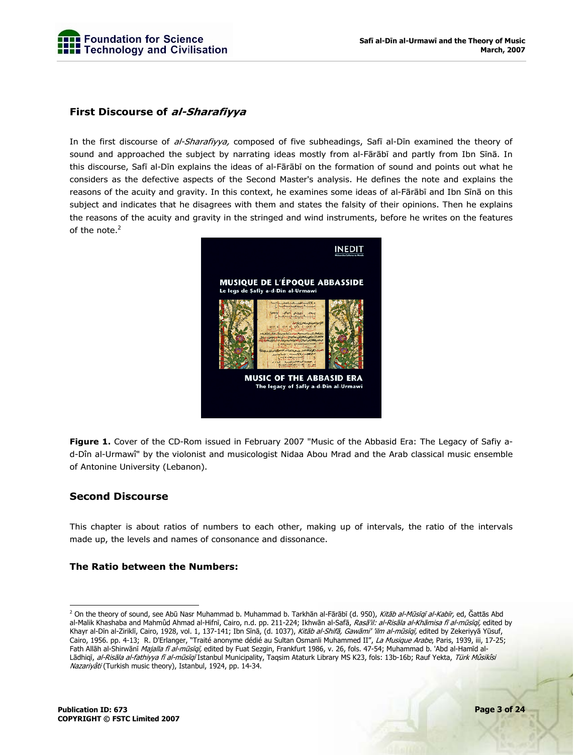### First Discourse of *al-Sharafiyya*

In the first discourse of *al-Sharafiyya,* composed of five subheadings, Safī al-Dīn examined the theory of sound and approached the subject by narrating ideas mostly from al-Fārābī and partly from Ibn Sīnā. In this discourse, Safī al-Dīn explains the ideas of al-Fārābī on the formation of sound and points out what he considers as the defective aspects of the Second Master's analysis. He defines the note and explains the reasons of the acuity and gravity. In this context, he examines some ideas of al-Fārābī and Ibn Sīnā on this subject and indicates that he disagrees with them and states the falsity of their opinions. Then he explains the reasons of the acuity and gravity in the stringed and wind instruments, before he writes on the features of the note.[2]

**Figure 1.** Cover of the CD-Rom issued in February 2007 "Music of the Abbasid Era: The Legacy of Safiy a-d-Dîn al-Urmawî" by the violonist and musicologist Nidaa Abou Mrad and the Arab classical music ensemble of Antonine University (Lebanon).

### Second Discourse

This chapter is about ratios of numbers to each other, making up of intervals, the ratio of the intervals made up, the levels and names of consonance and dissonance.

#### The Ratio between the Numbers:

---

[2] On the theory of sound, see Abū Nasr Muhammad b. Muhammad b. Tarkhān al-Fārābī (d. 950), *Kitāb al-Mūsīqī al-Kabīr,* ed, Ğattās Abd al-Malik Khashaba and Mahmûd Ahmad al-Hifnī, Cairo, n.d. pp. 211-224; Ikhwān al-Safā, *Rasā'il: al-Risāla al-Khāmisa fī al-mūsīqī,* edited by Khayr al-Dīn al-Ziriklī, Cairo, 1928, vol. 1, 137-141; Ibn Sīnā, (d. 1037), *Kitāb al-Shifā, Gawāmi' 'ilm al-mūsīqī,* edited by Zekeriyyā Yūsuf, Cairo, 1956. pp. 4-13; R. D'Erlanger, "Traité anonyme dédié au Sultan Osmanli Muhammed II", *La Musique Arabe*, Paris, 1939, iii, 17-25; Fath Allāh al-Shirwānī *Majalla fī al-mūsīqī,* edited by Fuat Sezgin, Frankfurt 1986, v. 26, fols. 47-54; Muhammad b. 'Abd al-Hamīd al-Lādhiqī, *al-Risāla al-fathiyya fī al-mūsīqī* Istanbul Municipality, Taqsim Ataturk Library MS K23, fols: 13b-16b; Rauf Yekta, *Türk Mûsikîsi Nazariyâti* (Turkish music theory), Istanbul, 1924, pp. 14-34.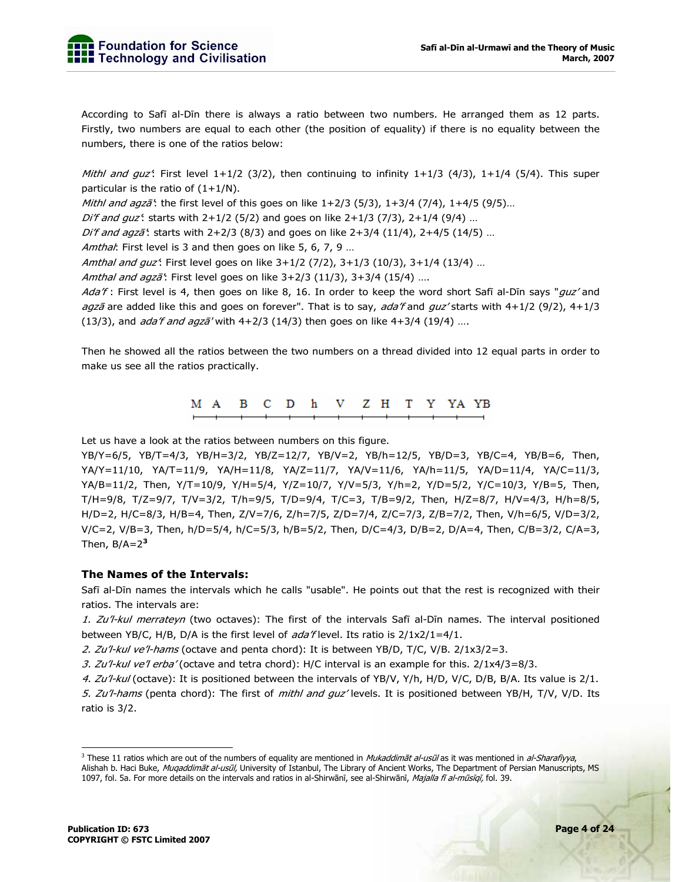According to Safī al-Dīn there is always a ratio between two numbers. He arranged them as 12 parts. Firstly, two numbers are equal to each other (the position of equality) if there is no equality between the numbers, there is one of the ratios below:

*Mithl and guz'*: First level 1+1/2 (3/2), then continuing to infinity 1+1/3 (4/3), 1+1/4 (5/4). This super particular is the ratio of (1+1/N).
*Mithl and agzā'*: the first level of this goes on like 1+2/3 (5/3), 1+3/4 (7/4), 1+4/5 (9/5)…
*Di'f and guz'*: starts with 2+1/2 (5/2) and goes on like 2+1/3 (7/3), 2+1/4 (9/4) …
*Di'f and agzā'*: starts with 2+2/3 (8/3) and goes on like 2+3/4 (11/4), 2+4/5 (14/5) …
*Amthal*: First level is 3 and then goes on like 5, 6, 7, 9 …
*Amthal and guz'*: First level goes on like 3+1/2 (7/2), 3+1/3 (10/3), 3+1/4 (13/4) …
*Amthal and agzā'*: First level goes on like 3+2/3 (11/3), 3+3/4 (15/4) ….
*Ada'f* : First level is 4, then goes on like 8, 16. In order to keep the word short Safī al-Dīn says "*guz'* and *agzā* are added like this and goes on forever". That is to say, *ada'f* and *guz'* starts with 4+1/2 (9/2), 4+1/3 (13/3), and *ada'f and agzā'* with 4+2/3 (14/3) then goes on like 4+3/4 (19/4) ….

Then he showed all the ratios between the two numbers on a thread divided into 12 equal parts in order to make us see all the ratios practically.

M A B C D h V Z H T Y YA YB

Let us have a look at the ratios between numbers on this figure.
YB/Y=6/5, YB/T=4/3, YB/H=3/2, YB/Z=12/7, YB/V=2, YB/h=12/5, YB/D=3, YB/C=4, YB/B=6, Then, YA/Y=11/10, YA/T=11/9, YA/H=11/8, YA/Z=11/7, YA/V=11/6, YA/h=11/5, YA/D=11/4, YA/C=11/3, YA/B=11/2, Then, Y/T=10/9, Y/H=5/4, Y/Z=10/7, Y/V=5/3, Y/h=2, Y/D=5/2, Y/C=10/3, Y/B=5, Then, T/H=9/8, T/Z=9/7, T/V=3/2, T/h=9/5, T/D=9/4, T/C=3, T/B=9/2, Then, H/Z=8/7, H/V=4/3, H/h=8/5, H/D=2, H/C=8/3, H/B=4, Then, Z/V=7/6, Z/h=7/5, Z/D=7/4, Z/C=7/3, Z/B=7/2, Then, V/h=6/5, V/D=3/2, V/C=2, V/B=3, Then, h/D=5/4, h/C=5/3, h/B=5/2, Then, D/C=4/3, D/B=2, D/A=4, Then, C/B=3/2, C/A=3, Then, B/A=2[3]

### The Names of the Intervals:

Safī al-Dīn names the intervals which he calls "usable". He points out that the rest is recognized with their ratios. The intervals are:

*1. Zu'l-kul merrateyn* (two octaves): The first of the intervals Safī al-Dīn names. The interval positioned between YB/C, H/B, D/A is the first level of *ada'f* level. Its ratio is 2/1x2/1=4/1.
*2. Zu'l-kul ve'l-hams* (octave and penta chord): It is between YB/D, T/C, V/B. 2/1x3/2=3.
*3. Zu'l-kul ve'l erba'* (octave and tetra chord): H/C interval is an example for this. 2/1x4/3=8/3.
*4. Zu'l-kul* (octave): It is positioned between the intervals of YB/V, Y/h, H/D, V/C, D/B, B/A. Its value is 2/1.
*5. Zu'l-hams* (penta chord): The first of *mithl and guz'* levels. It is positioned between YB/H, T/V, V/D. Its ratio is 3/2.

---

[3] These 11 ratios which are out of the numbers of equality are mentioned in *Mukaddimāt al-usūl* as it was mentioned in *al-Sharafiyya*, Alishah b. Haci Buke, *Muqaddimāt al-usūl,* University of Istanbul, The Library of Ancient Works, The Department of Persian Manuscripts, MS 1097, fol. 5a. For more details on the intervals and ratios in al-Shirwānī, see al-Shirwānī, *Majalla fī al-mūsīqī,* fol. 39.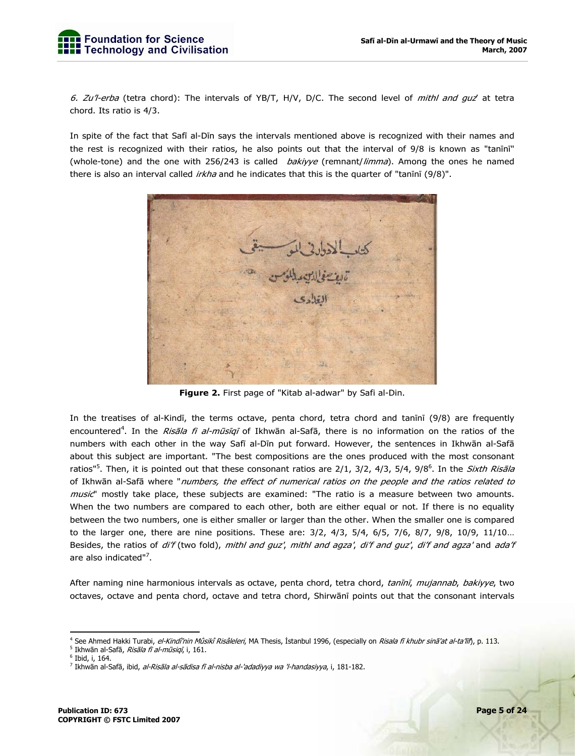*6. Zu'l-erba* (tetra chord): The intervals of YB/T, H/V, D/C. The second level of *mithl and guz'* at tetra chord. Its ratio is 4/3.

In spite of the fact that Safī al-Dīn says the intervals mentioned above is recognized with their names and the rest is recognized with their ratios, he also points out that the interval of 9/8 is known as "tanīnī" (whole-tone) and the one with 256/243 is called *bakiyye* (remnant/*limma*). Among the ones he named there is also an interval called *irkha* and he indicates that this is the quarter of "tanīnī (9/8)".

**Figure 2.** First page of "Kitab al-adwar" by Safi al-Din.

In the treatises of al-Kindī, the terms octave, penta chord, tetra chord and tanīnī (9/8) are frequently encountered[4]. In the *Risāla fi al-mūsīqī* of Ikhwān al-Safā, there is no information on the ratios of the numbers with each other in the way Safī al-Dīn put forward. However, the sentences in Ikhwān al-Safā about this subject are important. "The best compositions are the ones produced with the most consonant ratios"[5]. Then, it is pointed out that these consonant ratios are 2/1, 3/2, 4/3, 5/4, 9/8[6]. In the *Sixth Risāla* of Ikhwān al-Safā where "*numbers, the effect of numerical ratios on the people and the ratios related to music*" mostly take place, these subjects are examined: "The ratio is a measure between two amounts. When the two numbers are compared to each other, both are either equal or not. If there is no equality between the two numbers, one is either smaller or larger than the other. When the smaller one is compared to the larger one, there are nine positions. These are: 3/2, 4/3, 5/4, 6/5, 7/6, 8/7, 9/8, 10/9, 11/10… Besides, the ratios of *di'f* (two fold), *mithl and guz'*, *mithl and agza'*, *di'f and guz'*, *di'f and agza'* and *ada'f* are also indicated"[7].

After naming nine harmonious intervals as octave, penta chord, tetra chord, *tanīnī*, *mujannab*, *bakiyye*, two octaves, octave and penta chord, octave and tetra chord, Shirwānī points out that the consonant intervals

---

[4] See Ahmed Hakki Turabi, *el-Kindî'nin Mûsikî Risâleleri*, MA Thesis, İstanbul 1996, (especially on *Risala fī khubr sinā'at al-ta'līf*), p. 113.

[5] Ikhwān al-Safā, *Risāla fī al-mūsiqī*, i, 161.

[6] Ibid, i, 164.

[7] Ikhwān al-Safā, ibid, *al-Risāla al-sādisa fī al-nisba al-'adadiyya wa 'l-handasiyya*, i, 181-182.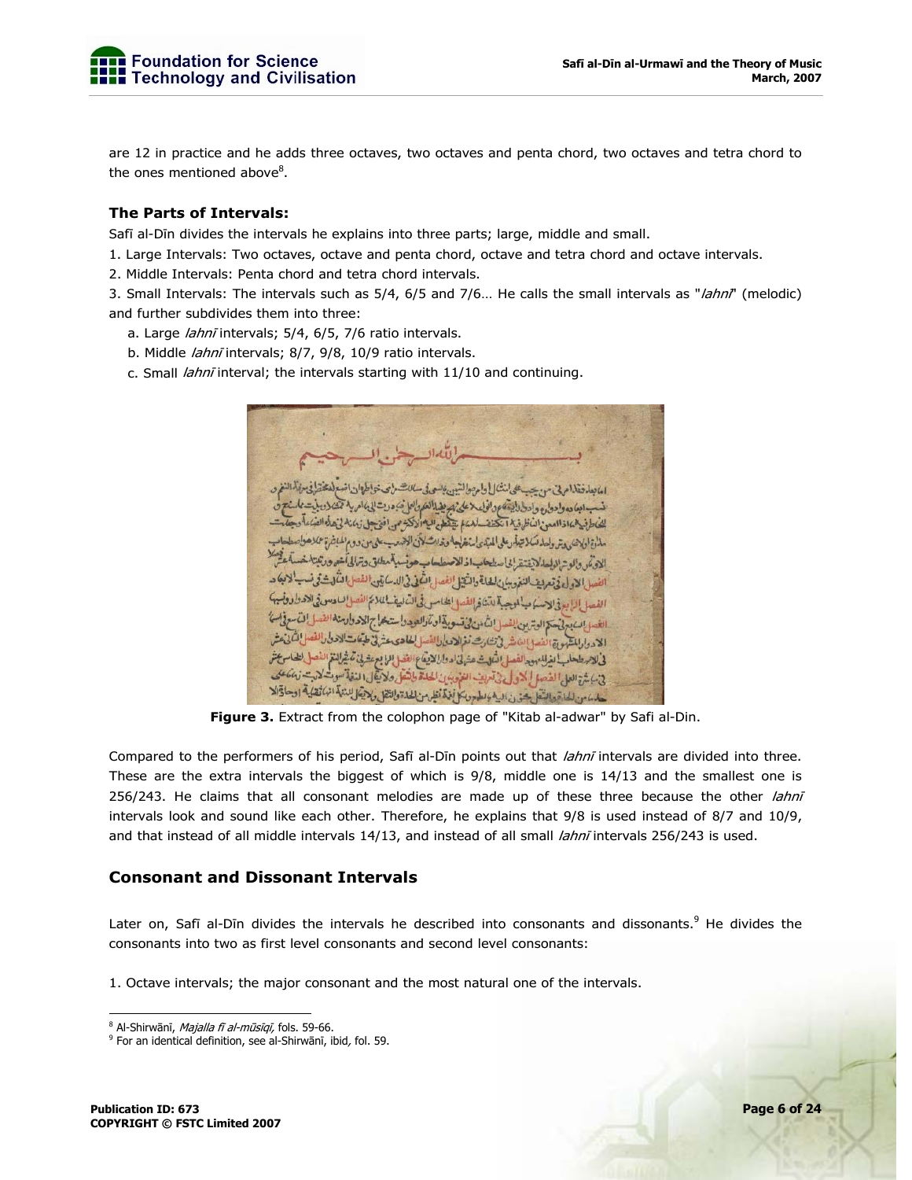are 12 in practice and he adds three octaves, two octaves and penta chord, two octaves and tetra chord to the ones mentioned above[8].

### The Parts of Intervals:

Safī al-Dīn divides the intervals he explains into three parts; large, middle and small.

1. Large Intervals: Two octaves, octave and penta chord, octave and tetra chord and octave intervals.
2. Middle Intervals: Penta chord and tetra chord intervals.
3. Small Intervals: The intervals such as 5/4, 6/5 and 7/6… He calls the small intervals as "*lahnī*" (melodic) and further subdivides them into three:
   a. Large *lahnī* intervals; 5/4, 6/5, 7/6 ratio intervals.
   b. Middle *lahnī* intervals; 8/7, 9/8, 10/9 ratio intervals.
   c. Small *lahnī* interval; the intervals starting with 11/10 and continuing.

**Figure 3.** Extract from the colophon page of "Kitab al-adwar" by Safi al-Din.

Compared to the performers of his period, Safī al-Dīn points out that *lahnī* intervals are divided into three. These are the extra intervals the biggest of which is 9/8, middle one is 14/13 and the smallest one is 256/243. He claims that all consonant melodies are made up of these three because the other *lahnī* intervals look and sound like each other. Therefore, he explains that 9/8 is used instead of 8/7 and 10/9, and that instead of all middle intervals 14/13, and instead of all small *lahnī* intervals 256/243 is used.

## Consonant and Dissonant Intervals

Later on, Safī al-Dīn divides the intervals he described into consonants and dissonants.[9] He divides the consonants into two as first level consonants and second level consonants:

1. Octave intervals; the major consonant and the most natural one of the intervals.

---

[8] Al-Shirwānī, *Majalla fī al-mūsīqī*, fols. 59-66.

[9] For an identical definition, see al-Shirwānī, ibid, fol. 59.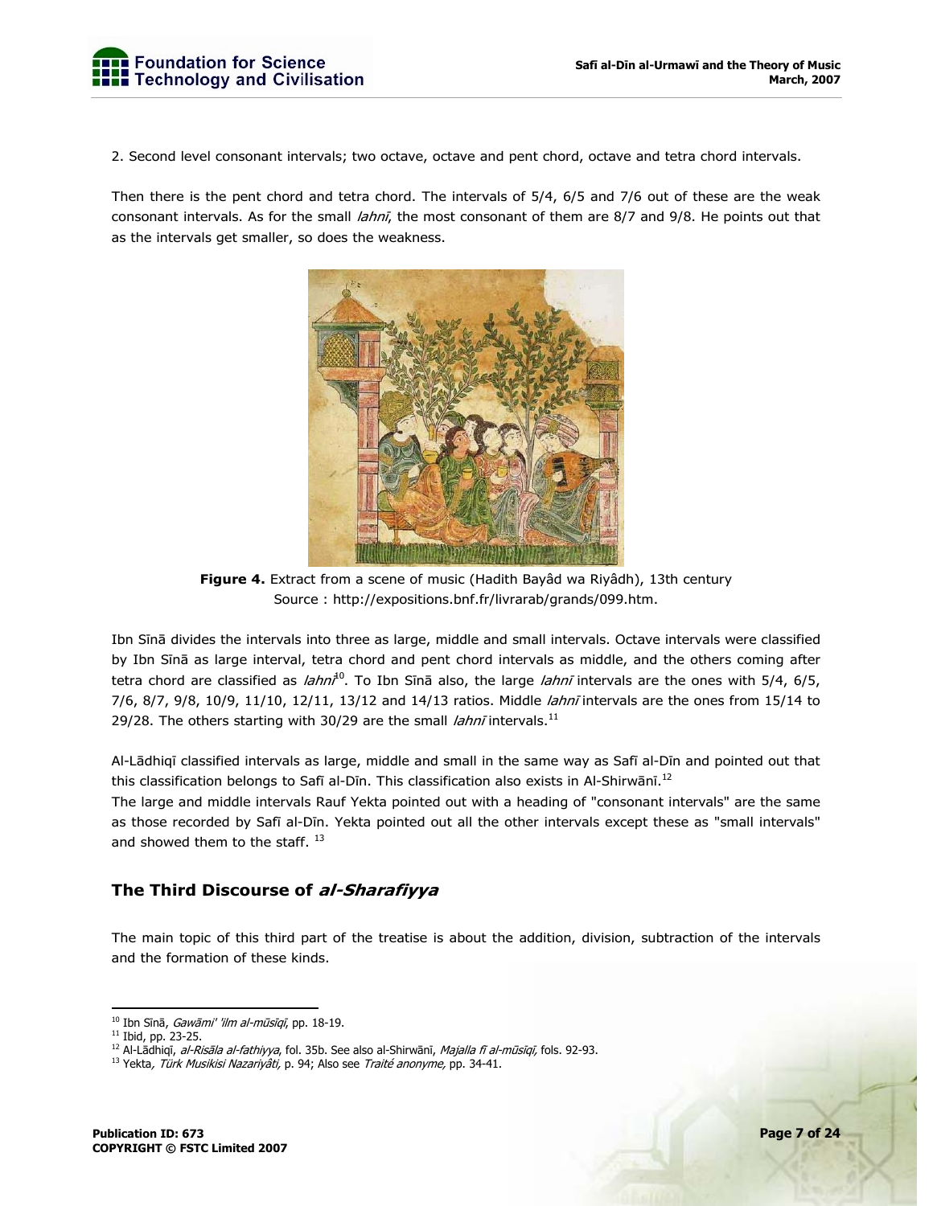2. Second level consonant intervals; two octave, octave and pent chord, octave and tetra chord intervals.

Then there is the pent chord and tetra chord. The intervals of 5/4, 6/5 and 7/6 out of these are the weak consonant intervals. As for the small *lahnī*, the most consonant of them are 8/7 and 9/8. He points out that as the intervals get smaller, so does the weakness.

**Figure 4.** Extract from a scene of music (Hadith Bayâd wa Riyâdh), 13th century
Source : http://expositions.bnf.fr/livrarab/grands/099.htm.

Ibn Sīnā divides the intervals into three as large, middle and small intervals. Octave intervals were classified by Ibn Sīnā as large interval, tetra chord and pent chord intervals as middle, and the others coming after tetra chord are classified as *lahnī*[10]. To Ibn Sīnā also, the large *lahnī* intervals are the ones with 5/4, 6/5, 7/6, 8/7, 9/8, 10/9, 11/10, 12/11, 13/12 and 14/13 ratios. Middle *lahnī* intervals are the ones from 15/14 to 29/28. The others starting with 30/29 are the small *lahnī* intervals.[11]

Al-Lādhiqī classified intervals as large, middle and small in the same way as Safī al-Dīn and pointed out that this classification belongs to Safī al-Dīn. This classification also exists in Al-Shirwānī.[12]

The large and middle intervals Rauf Yekta pointed out with a heading of "consonant intervals" are the same as those recorded by Safī al-Dīn. Yekta pointed out all the other intervals except these as "small intervals" and showed them to the staff. [13]

## The Third Discourse of *al-Sharafiyya*

The main topic of this third part of the treatise is about the addition, division, subtraction of the intervals and the formation of these kinds.

---

[10] Ibn Sīnā, *Gawāmi' 'ilm al-mūsīqī*, pp. 18-19.

[11] Ibid, pp. 23-25.

[12] Al-Lādhiqī, *al-Risāla al-fathiyya*, fol. 35b. See also al-Shirwānī, *Majalla fī al-mūsīqī,* fols. 92-93.

[13] Yekta*, Türk Musikisi Nazariyâti,* p. 94; Also see *Traité anonyme,* pp. 34-41.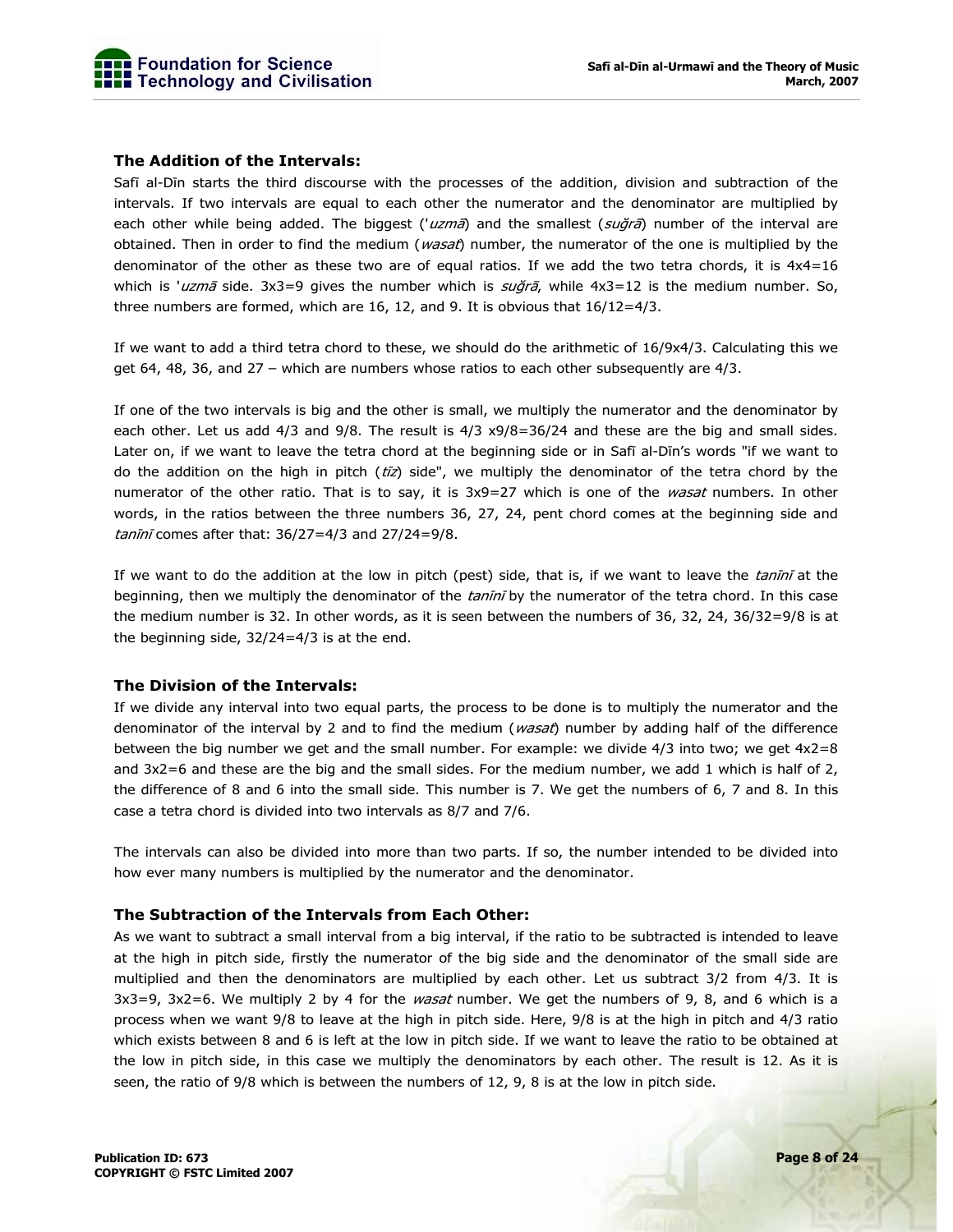### The Addition of the Intervals:

Safī al-Dīn starts the third discourse with the processes of the addition, division and subtraction of the intervals. If two intervals are equal to each other the numerator and the denominator are multiplied by each other while being added. The biggest ('*uzmā*) and the smallest (*suğrā*) number of the interval are obtained. Then in order to find the medium (*wasat*) number, the numerator of the one is multiplied by the denominator of the other as these two are of equal ratios. If we add the two tetra chords, it is 4x4=16 which is '*uzmā* side. 3x3=9 gives the number which is *suğrā*, while 4x3=12 is the medium number. So, three numbers are formed, which are 16, 12, and 9. It is obvious that 16/12=4/3.

If we want to add a third tetra chord to these, we should do the arithmetic of 16/9x4/3. Calculating this we get 64, 48, 36, and 27 – which are numbers whose ratios to each other subsequently are 4/3.

If one of the two intervals is big and the other is small, we multiply the numerator and the denominator by each other. Let us add 4/3 and 9/8. The result is 4/3 x9/8=36/24 and these are the big and small sides. Later on, if we want to leave the tetra chord at the beginning side or in Safī al-Dīn's words "if we want to do the addition on the high in pitch (*tīz*) side", we multiply the denominator of the tetra chord by the numerator of the other ratio. That is to say, it is 3x9=27 which is one of the *wasat* numbers. In other words, in the ratios between the three numbers 36, 27, 24, pent chord comes at the beginning side and *tanīnī* comes after that: 36/27=4/3 and 27/24=9/8.

If we want to do the addition at the low in pitch (pest) side, that is, if we want to leave the *tanīnī* at the beginning, then we multiply the denominator of the *tanīnī* by the numerator of the tetra chord. In this case the medium number is 32. In other words, as it is seen between the numbers of 36, 32, 24, 36/32=9/8 is at the beginning side, 32/24=4/3 is at the end.

### The Division of the Intervals:

If we divide any interval into two equal parts, the process to be done is to multiply the numerator and the denominator of the interval by 2 and to find the medium (*wasat*) number by adding half of the difference between the big number we get and the small number. For example: we divide 4/3 into two; we get 4x2=8 and 3x2=6 and these are the big and the small sides. For the medium number, we add 1 which is half of 2, the difference of 8 and 6 into the small side. This number is 7. We get the numbers of 6, 7 and 8. In this case a tetra chord is divided into two intervals as 8/7 and 7/6.

The intervals can also be divided into more than two parts. If so, the number intended to be divided into how ever many numbers is multiplied by the numerator and the denominator.

### The Subtraction of the Intervals from Each Other:

As we want to subtract a small interval from a big interval, if the ratio to be subtracted is intended to leave at the high in pitch side, firstly the numerator of the big side and the denominator of the small side are multiplied and then the denominators are multiplied by each other. Let us subtract 3/2 from 4/3. It is 3x3=9, 3x2=6. We multiply 2 by 4 for the *wasat* number. We get the numbers of 9, 8, and 6 which is a process when we want 9/8 to leave at the high in pitch side. Here, 9/8 is at the high in pitch and 4/3 ratio which exists between 8 and 6 is left at the low in pitch side. If we want to leave the ratio to be obtained at the low in pitch side, in this case we multiply the denominators by each other. The result is 12. As it is seen, the ratio of 9/8 which is between the numbers of 12, 9, 8 is at the low in pitch side.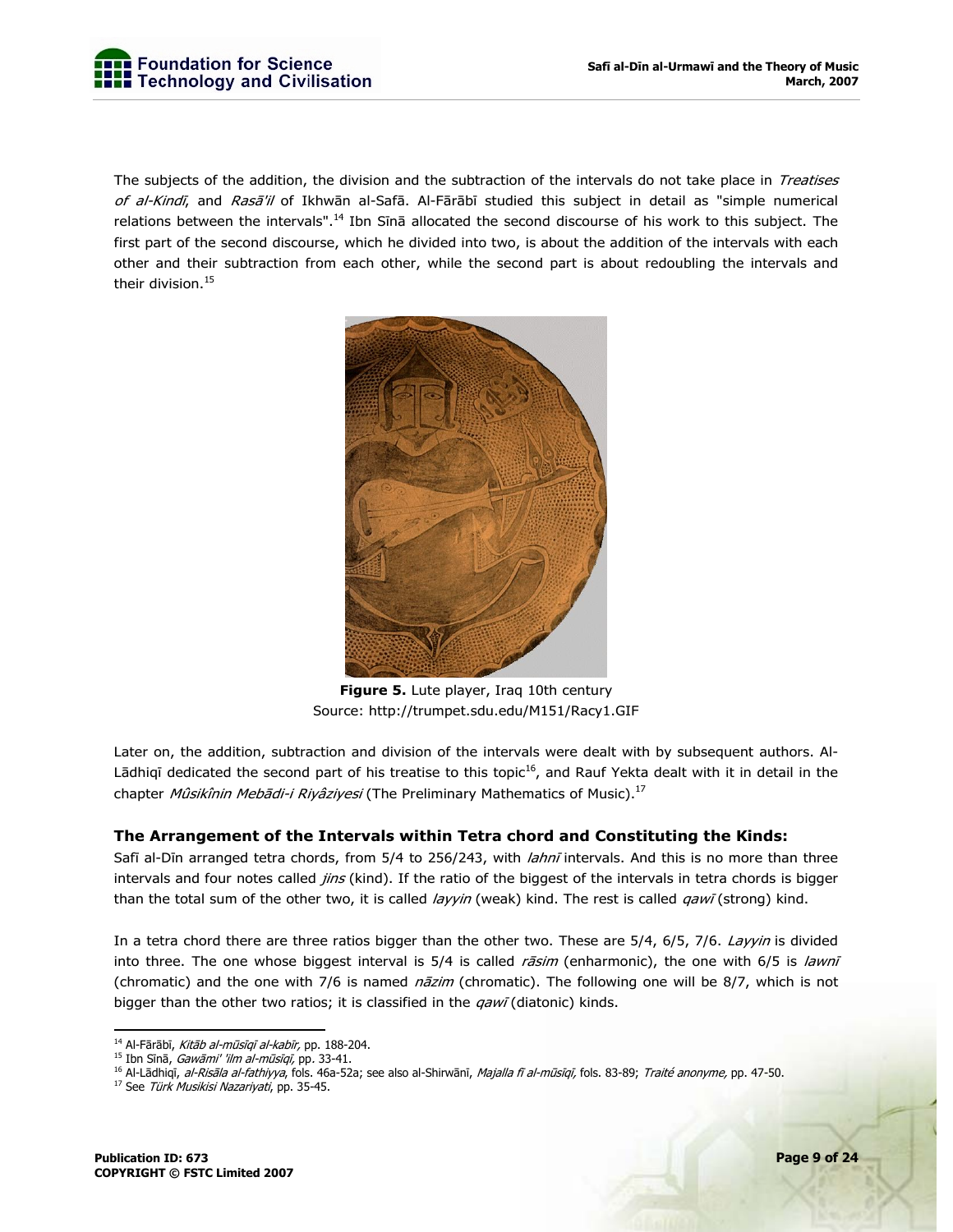The subjects of the addition, the division and the subtraction of the intervals do not take place in *Treatises of al-Kindī*, and *Rasā'il* of Ikhwān al-Safā. Al-Fārābī studied this subject in detail as "simple numerical relations between the intervals".[14] Ibn Sīnā allocated the second discourse of his work to this subject. The first part of the second discourse, which he divided into two, is about the addition of the intervals with each other and their subtraction from each other, while the second part is about redoubling the intervals and their division.[15]

**Figure 5.** Lute player, Iraq 10th century
Source: http://trumpet.sdu.edu/M151/Racy1.GIF

Later on, the addition, subtraction and division of the intervals were dealt with by subsequent authors. Al-Lādhiqī dedicated the second part of his treatise to this topic[16], and Rauf Yekta dealt with it in detail in the chapter *Mûsikînin Mebādi-i Riyâziyesi* (The Preliminary Mathematics of Music).[17]

### The Arrangement of the Intervals within Tetra chord and Constituting the Kinds:

Safī al-Dīn arranged tetra chords, from 5/4 to 256/243, with *lahnī* intervals. And this is no more than three intervals and four notes called *jins* (kind). If the ratio of the biggest of the intervals in tetra chords is bigger than the total sum of the other two, it is called *layyin* (weak) kind. The rest is called *qawī* (strong) kind.

In a tetra chord there are three ratios bigger than the other two. These are 5/4, 6/5, 7/6. *Layyin* is divided into three. The one whose biggest interval is 5/4 is called *rāsim* (enharmonic), the one with 6/5 is *lawnī* (chromatic) and the one with 7/6 is named *nāzim* (chromatic). The following one will be 8/7, which is not bigger than the other two ratios; it is classified in the *qawī* (diatonic) kinds.

---

[14] Al-Fārābī, *Kitāb al-mūsīqī al-kabīr,* pp. 188-204.

[15] Ibn Sīnā, *Gawāmi' 'ilm al-mūsīqī,* pp. 33-41.

[16] Al-Lādhiqī, *al-Risāla al-fathiyya*, fols. 46a-52a; see also al-Shirwānī, *Majalla fī al-mūsīqī,* fols. 83-89; *Traité anonyme,* pp. 47-50.

[17] See *Türk Musikisi Nazariyati*, pp. 35-45.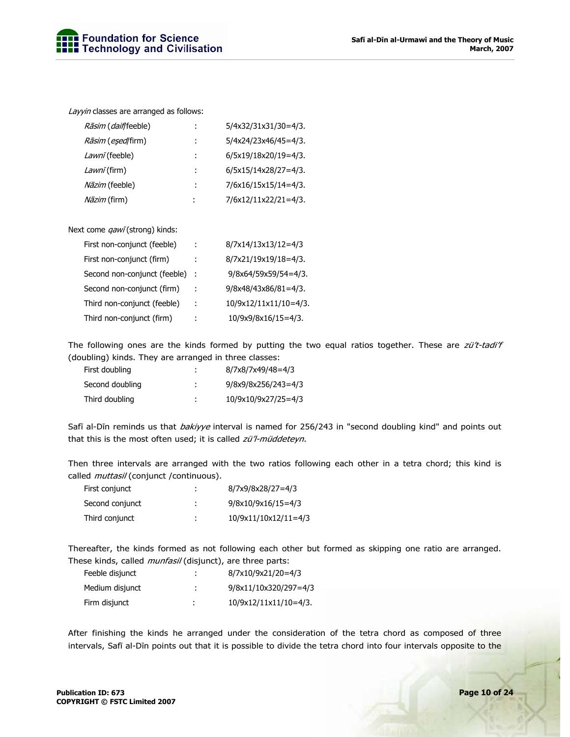*Layyin* classes are arranged as follows:

| | | |
|---|---|---|
| *Rāsim* (*daif*/feeble) | : | 5/4x32/31x31/30=4/3. |
| *Rāsim* (*eşed*/firm) | : | 5/4x24/23x46/45=4/3. |
| *Lawnī* (feeble) | : | 6/5x19/18x20/19=4/3. |
| *Lawnī* (firm) | : | 6/5x15/14x28/27=4/3. |
| *Nāzim* (feeble) | : | 7/6x16/15x15/14=4/3. |
| *Nāzim* (firm) | : | 7/6x12/11x22/21=4/3. |

Next come *qawī* (strong) kinds:

| | | |
|---|---|---|
| First non-conjunct (feeble) | : | 8/7x14/13x13/12=4/3 |
| First non-conjunct (firm) | : | 8/7x21/19x19/18=4/3. |
| Second non-conjunct (feeble) | : | 9/8x64/59x59/54=4/3. |
| Second non-conjunct (firm) | : | 9/8x48/43x86/81=4/3. |
| Third non-conjunct (feeble) | : | 10/9x12/11x11/10=4/3. |
| Third non-conjunct (firm) | : | 10/9x9/8x16/15=4/3. |

The following ones are the kinds formed by putting the two equal ratios together. These are *zü't-tadi'f* (doubling) kinds. They are arranged in three classes:

| | | |
|---|---|---|
| First doubling | : | 8/7x8/7x49/48=4/3 |
| Second doubling | : | 9/8x9/8x256/243=4/3 |
| Third doubling | : | 10/9x10/9x27/25=4/3 |

Safī al-Dīn reminds us that *bakiyye* interval is named for 256/243 in "second doubling kind" and points out that this is the most often used; it is called *zü'l-müddeteyn.*

Then three intervals are arranged with the two ratios following each other in a tetra chord; this kind is called *muttasil* (conjunct /continuous).

| | | |
|---|---|---|
| First conjunct | : | 8/7x9/8x28/27=4/3 |
| Second conjunct | : | 9/8x10/9x16/15=4/3 |
| Third conjunct | : | 10/9x11/10x12/11=4/3 |

Thereafter, the kinds formed as not following each other but formed as skipping one ratio are arranged. These kinds, called *munfasil* (disjunct), are three parts:

| | | |
|---|---|---|
| Feeble disjunct | : | 8/7x10/9x21/20=4/3 |
| Medium disjunct | : | 9/8x11/10x320/297=4/3 |
| Firm disjunct | : | 10/9x12/11x11/10=4/3. |

After finishing the kinds he arranged under the consideration of the tetra chord as composed of three intervals, Safī al-Dīn points out that it is possible to divide the tetra chord into four intervals opposite to the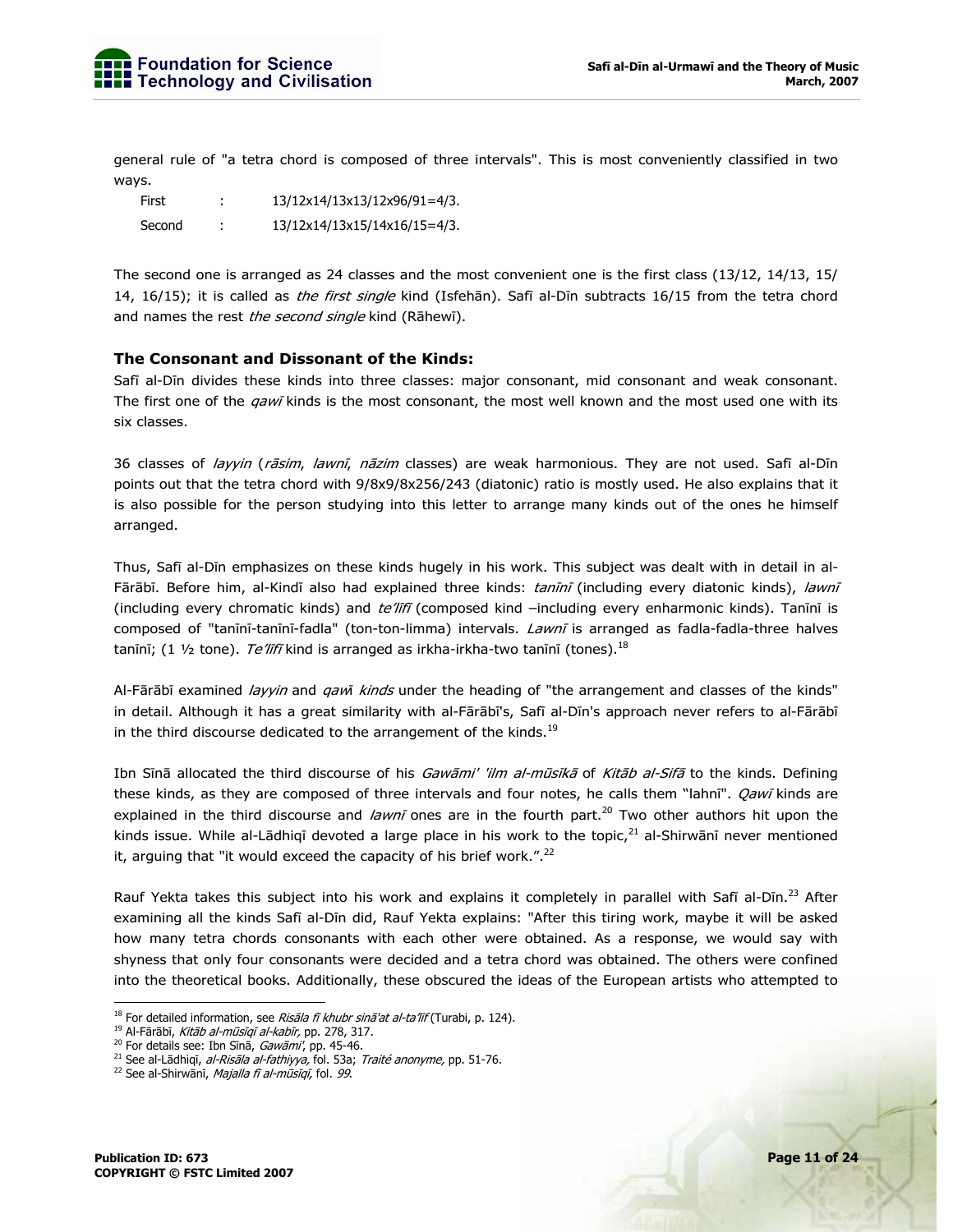general rule of "a tetra chord is composed of three intervals". This is most conveniently classified in two ways.

First : 13/12x14/13x13/12x96/91=4/3.

Second : 13/12x14/13x15/14x16/15=4/3.

The second one is arranged as 24 classes and the most convenient one is the first class (13/12, 14/13, 15/ 14, 16/15); it is called as *the first single* kind (Isfehān). Safī al-Dīn subtracts 16/15 from the tetra chord and names the rest *the second single* kind (Rāhewī).

### The Consonant and Dissonant of the Kinds:

Safī al-Dīn divides these kinds into three classes: major consonant, mid consonant and weak consonant. The first one of the *qawī* kinds is the most consonant, the most well known and the most used one with its six classes.

36 classes of *layyin* (*rāsim*, *lawnī*, *nāzim* classes) are weak harmonious. They are not used. Safī al-Dīn points out that the tetra chord with 9/8x9/8x256/243 (diatonic) ratio is mostly used. He also explains that it is also possible for the person studying into this letter to arrange many kinds out of the ones he himself arranged.

Thus, Safī al-Dīn emphasizes on these kinds hugely in his work. This subject was dealt with in detail in al-Fārābī. Before him, al-Kindī also had explained three kinds: *tanīnī* (including every diatonic kinds), *lawnī* (including every chromatic kinds) and *te'līfī* (composed kind –including every enharmonic kinds). Tanīnī is composed of "tanīnī-tanīnī-fadla" (ton-ton-limma) intervals. *Lawnī* is arranged as fadla-fadla-three halves tanīnī; (1 ½ tone). *Te'līfī* kind is arranged as irkha-irkha-two tanīnī (tones).[18]

Al-Fārābī examined *layyin* and *qawī kinds* under the heading of "the arrangement and classes of the kinds" in detail. Although it has a great similarity with al-Fārābī's, Safī al-Dīn's approach never refers to al-Fārābī in the third discourse dedicated to the arrangement of the kinds.[19]

Ibn Sīnā allocated the third discourse of his *Gawāmi' 'ilm al-mūsīkā* of *Kitāb al-Sifā* to the kinds. Defining these kinds, as they are composed of three intervals and four notes, he calls them "lahnī". *Qawī* kinds are explained in the third discourse and *lawnī* ones are in the fourth part.[20] Two other authors hit upon the kinds issue. While al-Lādhiqī devoted a large place in his work to the topic,[21] al-Shirwānī never mentioned it, arguing that "it would exceed the capacity of his brief work.".[22]

Rauf Yekta takes this subject into his work and explains it completely in parallel with Safī al-Dīn.[23] After examining all the kinds Safī al-Dīn did, Rauf Yekta explains: "After this tiring work, maybe it will be asked how many tetra chords consonants with each other were obtained. As a response, we would say with shyness that only four consonants were decided and a tetra chord was obtained. The others were confined into the theoretical books. Additionally, these obscured the ideas of the European artists who attempted to

---

[18] For detailed information, see *Risāla fī khubr sinā'at al-ta'līf* (Turabi, p. 124).

[19] Al-Fārābī, *Kitāb al-mūsīqī al-kabīr*, pp. 278, 317.

[20] For details see: Ibn Sīnā, *Gawāmi'*, pp. 45-46.

[21] See al-Lādhiqī, *al-Risāla al-fathiyya*, fol. 53a; *Traité anonyme*, pp. 51-76.

[22] See al-Shirwānī, *Majalla fī al-mūsīqī*, fol. *99*.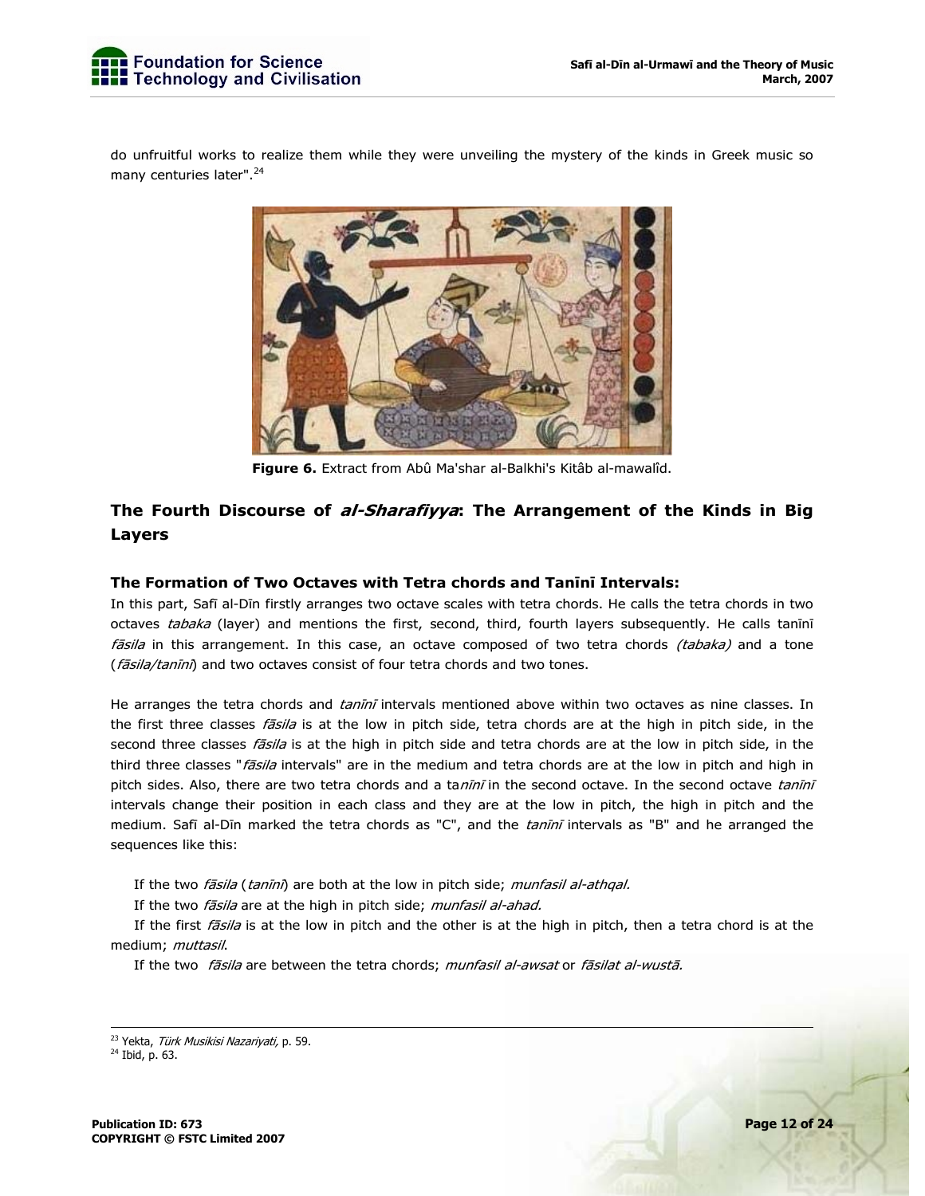do unfruitful works to realize them while they were unveiling the mystery of the kinds in Greek music so many centuries later".[24]

**Figure 6.** Extract from Abû Ma'shar al-Balkhi's Kitâb al-mawalîd.

## The Fourth Discourse of *al-Sharafiyya*: The Arrangement of the Kinds in Big Layers

### The Formation of Two Octaves with Tetra chords and Tanīnī Intervals:

In this part, Safī al-Dīn firstly arranges two octave scales with tetra chords. He calls the tetra chords in two octaves *tabaka* (layer) and mentions the first, second, third, fourth layers subsequently. He calls tanīnī *fāsila* in this arrangement. In this case, an octave composed of two tetra chords *(tabaka)* and a tone (*fāsila/tanīnī*) and two octaves consist of four tetra chords and two tones.

He arranges the tetra chords and *tanīnī* intervals mentioned above within two octaves as nine classes. In the first three classes *fāsila* is at the low in pitch side, tetra chords are at the high in pitch side, in the second three classes *fāsila* is at the high in pitch side and tetra chords are at the low in pitch side, in the third three classes "*fāsila* intervals" are in the medium and tetra chords are at the low in pitch and high in pitch sides. Also, there are two tetra chords and a ta*nīnī* in the second octave. In the second octave *tanīnī* intervals change their position in each class and they are at the low in pitch, the high in pitch and the medium. Safī al-Dīn marked the tetra chords as "C", and the *tanīnī* intervals as "B" and he arranged the sequences like this:

If the two *fāsila* (*tanīnī*) are both at the low in pitch side; *munfasil al-athqal.*

If the two *fāsila* are at the high in pitch side; *munfasil al-ahad.*

If the first *fāsila* is at the low in pitch and the other is at the high in pitch, then a tetra chord is at the medium; *muttasil*.

If the two *fāsila* are between the tetra chords; *munfasil al-awsat* or *fāsilat al-wustā.*

---

[23] Yekta, *Türk Musikisi Nazariyati,* p. 59.

[24] Ibid, p. 63.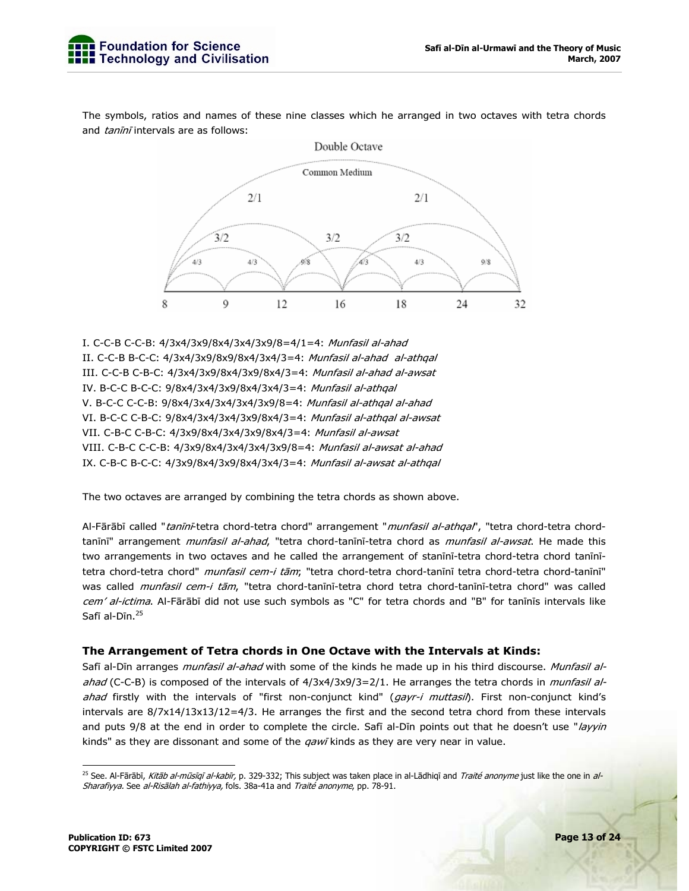The symbols, ratios and names of these nine classes which he arranged in two octaves with tetra chords and *tanīnī* intervals are as follows:

I. C-C-B C-C-B: 4/3x4/3x9/8x4/3x4/3x9/8=4/1=4: *Munfasil al-ahad*
II. C-C-B B-C-C: 4/3x4/3x9/8x9/8x4/3x4/3=4: *Munfasil al-ahad al-athqal*
III. C-C-B C-B-C: 4/3x4/3x9/8x4/3x9/8x4/3=4: *Munfasil al-ahad al-awsat*
IV. B-C-C B-C-C: 9/8x4/3x4/3x9/8x4/3x4/3=4: *Munfasil al-athqal*
V. B-C-C C-C-B: 9/8x4/3x4/3x4/3x4/3x9/8=4: *Munfasil al-athqal al-ahad*
VI. B-C-C C-B-C: 9/8x4/3x4/3x4/3x9/8x4/3=4: *Munfasil al-athqal al-awsat*
VII. C-B-C C-B-C: 4/3x9/8x4/3x4/3x9/8x4/3=4: *Munfasil al-awsat*
VIII. C-B-C C-C-B: 4/3x9/8x4/3x4/3x4/3x9/8=4: *Munfasil al-awsat al-ahad*
IX. C-B-C B-C-C: 4/3x9/8x4/3x9/8x4/3x4/3=4: *Munfasil al-awsat al-athqal*

The two octaves are arranged by combining the tetra chords as shown above.

Al-Fārābī called "*tanīnī*-tetra chord-tetra chord" arrangement "*munfasil al-athqal*", "tetra chord-tetra chord-tanīnī" arrangement *munfasil al-ahad*, "tetra chord-tanīnī-tetra chord as *munfasil al-awsat*. He made this two arrangements in two octaves and he called the arrangement of stanīnī-tetra chord-tetra chord tanīnī-tetra chord-tetra chord" *munfasil cem-i tām*; "tetra chord-tetra chord-tanīnī tetra chord-tetra chord-tanīnī" was called *munfasil cem-i tām*, "tetra chord-tanīnī-tetra chord tetra chord-tanīnī-tetra chord" was called *cem' al-ictima*. Al-Fārābī did not use such symbols as "C" for tetra chords and "B" for tanīnīs intervals like Safī al-Dīn.[25]

### The Arrangement of Tetra chords in One Octave with the Intervals at Kinds:

Safī al-Dīn arranges *munfasil al-ahad* with some of the kinds he made up in his third discourse. *Munfasil al-ahad* (C-C-B) is composed of the intervals of 4/3x4/3x9/3=2/1. He arranges the tetra chords in *munfasil al-ahad* firstly with the intervals of "first non-conjunct kind" (*gayr-i muttasil*). First non-conjunct kind's intervals are 8/7x14/13x13/12=4/3. He arranges the first and the second tetra chord from these intervals and puts 9/8 at the end in order to complete the circle. Safī al-Dīn points out that he doesn't use "*layyin* kinds" as they are dissonant and some of the *qawī* kinds as they are very near in value.

[25] See. Al-Fārābī, *Kitāb al-mūsīqī al-kabīr,* p. 329-332; This subject was taken place in al-Lādhiqī and *Traité anonyme* just like the one in *al-Sharafiyya.* See *al-Risālah al-fathiyya,* fols. 38a-41a and *Traité anonyme*, pp. 78-91.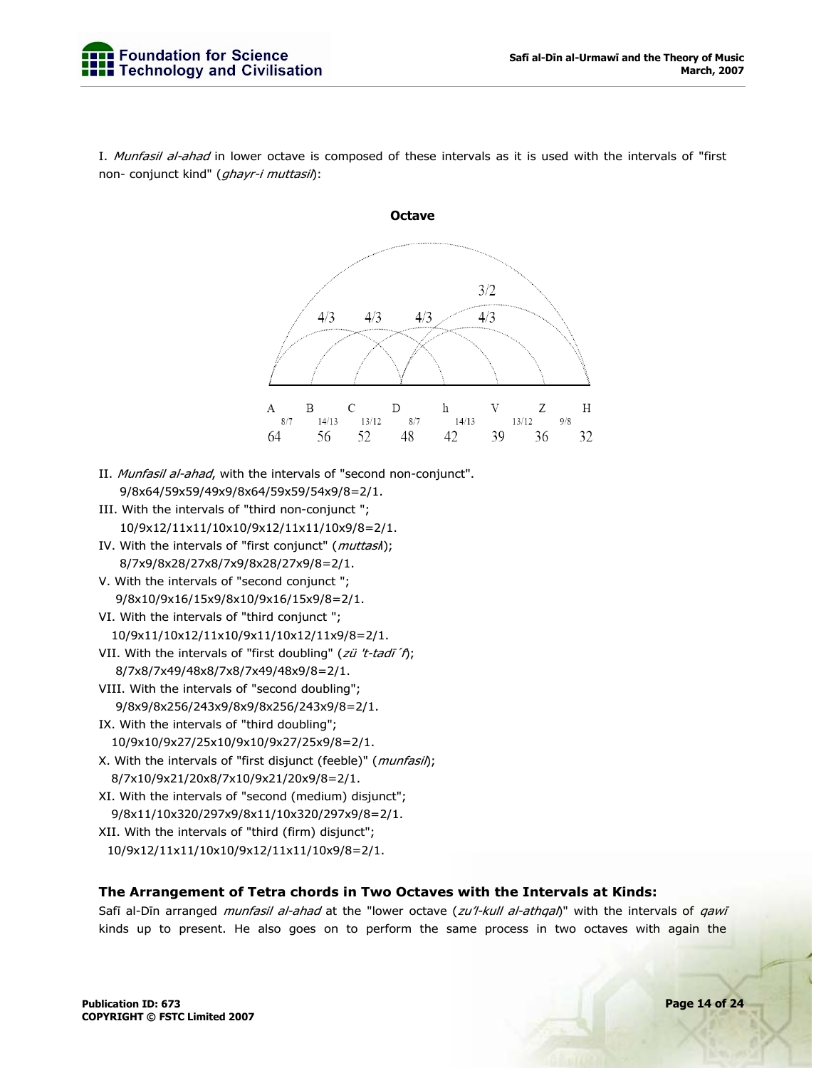I. *Munfasil al-ahad* in lower octave is composed of these intervals as it is used with the intervals of "first non- conjunct kind" (*ghayr-i muttasil*):

**Octave**

| A | | B | | C | | D | | h | | V | | Z | | H |
|---|---|---|---|---|---|---|---|---|---|---|---|---|---|---|
| | 8/7 | | 14/13 | | 13/12 | | 8/7 | | 14/13 | | 13/12 | | 9/8 | |
| 64 | | 56 | | 52 | | 48 | | 42 | | 39 | | 36 | | 32 |

II. *Munfasil al-ahad*, with the intervals of "second non-conjunct".
9/8x64/59x59/49x9/8x64/59x59/54x9/8=2/1.

III. With the intervals of "third non-conjunct ";
10/9x12/11x11/10x10/9x12/11x11/10x9/8=2/1.

IV. With the intervals of "first conjunct" (*muttasıl*);
8/7x9/8x28/27x8/7x9/8x28/27x9/8=2/1.

V. With the intervals of "second conjunct ";
9/8x10/9x16/15x9/8x10/9x16/15x9/8=2/1.

VI. With the intervals of "third conjunct ";
10/9x11/10x12/11x10/9x11/10x12/11x9/8=2/1.

VII. With the intervals of "first doubling" (*zü 't-tadî´f*);
8/7x8/7x49/48x8/7x8/7x49/48x9/8=2/1.

VIII. With the intervals of "second doubling";
9/8x9/8x256/243x9/8x9/8x256/243x9/8=2/1.

IX. With the intervals of "third doubling";
10/9x10/9x27/25x10/9x10/9x27/25x9/8=2/1.

X. With the intervals of "first disjunct (feeble)" (*munfasil*);
8/7x10/9x21/20x8/7x10/9x21/20x9/8=2/1.

XI. With the intervals of "second (medium) disjunct";
9/8x11/10x320/297x9/8x11/10x320/297x9/8=2/1.

XII. With the intervals of "third (firm) disjunct";
10/9x12/11x11/10x10/9x12/11x11/10x9/8=2/1.

### The Arrangement of Tetra chords in Two Octaves with the Intervals at Kinds:

Safī al-Dīn arranged *munfasil al-ahad* at the "lower octave (*zu'l-kull al-athqal*)" with the intervals of *qawī* kinds up to present. He also goes on to perform the same process in two octaves with again the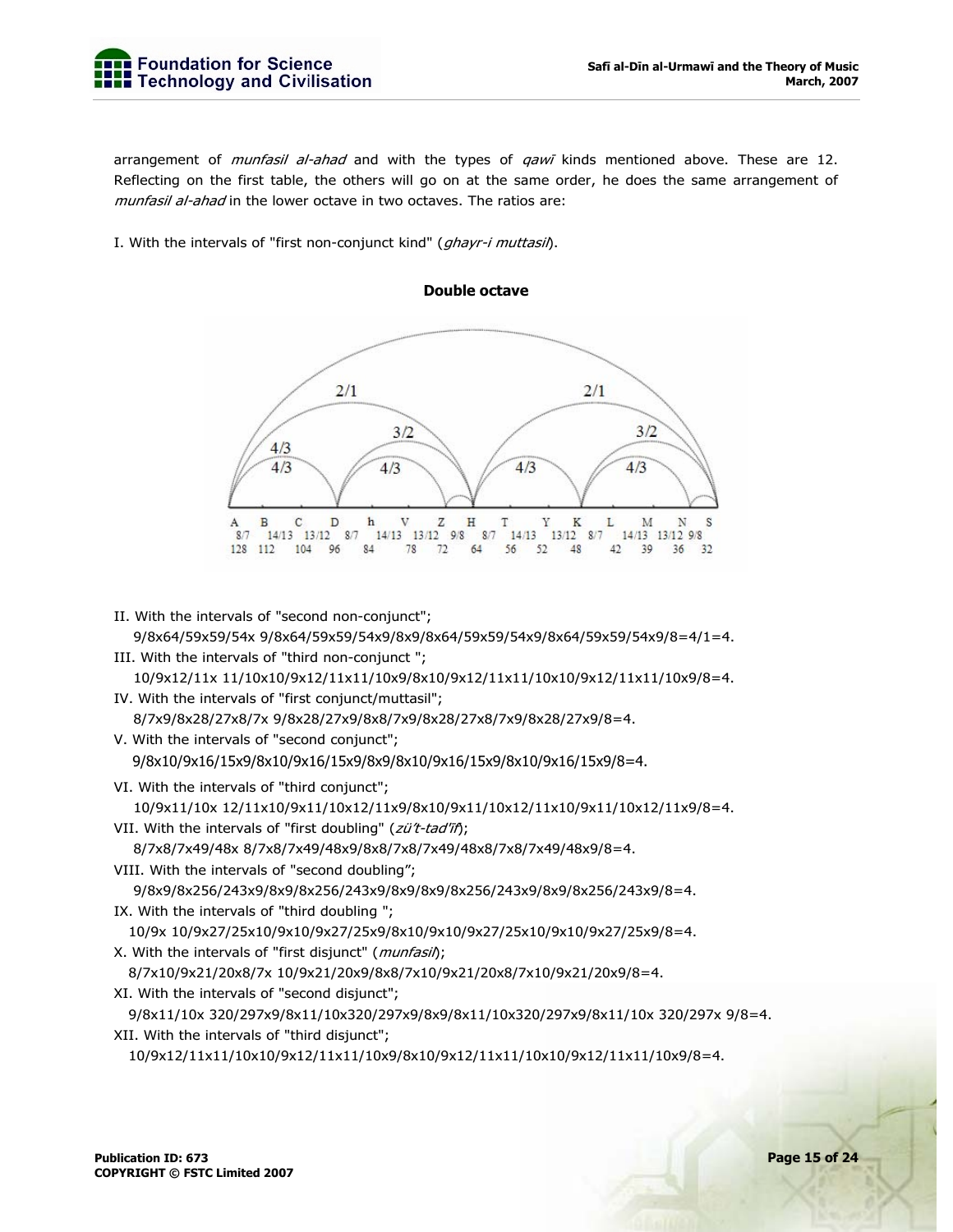arrangement of *munfasil al-ahad* and with the types of *qawī* kinds mentioned above. These are 12. Reflecting on the first table, the others will go on at the same order, he does the same arrangement of *munfasil al-ahad* in the lower octave in two octaves. The ratios are:

I. With the intervals of "first non-conjunct kind" (*ghayr-i muttasil*).

**Double octave**

| A | B | C | D | h | V | Z | H | T | Y | K | L | M | N | S |
|---|---|---|---|---|---|---|---|---|---|---|---|---|---|---|
| 8/7 | 14/13 | 13/12 | 8/7 | 14/13 | 13/12 | 9/8 | 8/7 | 14/13 | 13/12 | 8/7 | 14/13 | 13/12 | 9/8 | |
| 128 | 112 | 104 | 96 | 84 | 78 | 72 | 64 | 56 | 52 | 48 | 42 | 39 | 36 | 32 |

II. With the intervals of "second non-conjunct";
9/8x64/59x59/54x 9/8x64/59x59/54x9/8x9/8x64/59x59/54x9/8x64/59x59/54x9/8=4/1=4.

III. With the intervals of "third non-conjunct ";
10/9x12/11x 11/10x10/9x12/11x11/10x9/8x10/9x12/11x11/10x10/9x12/11x11/10x9/8=4.

IV. With the intervals of "first conjunct/muttasil";
8/7x9/8x28/27x8/7x 9/8x28/27x9/8x8/7x9/8x28/27x8/7x9/8x28/27x9/8=4.

V. With the intervals of "second conjunct";
9/8x10/9x16/15x9/8x10/9x16/15x9/8x9/8x10/9x16/15x9/8x10/9x16/15x9/8=4.

VI. With the intervals of "third conjunct";
10/9x11/10x 12/11x10/9x11/10x12/11x9/8x10/9x11/10x12/11x10/9x11/10x12/11x9/8=4.

VII. With the intervals of "first doubling" (*zü't-tad'īf*);
8/7x8/7x49/48x 8/7x8/7x49/48x9/8x8/7x8/7x49/48x8/7x8/7x49/48x9/8=4.

VIII. With the intervals of "second doubling";
9/8x9/8x256/243x9/8x9/8x256/243x9/8x9/8x9/8x256/243x9/8x9/8x256/243x9/8=4.

IX. With the intervals of "third doubling ";
10/9x 10/9x27/25x10/9x10/9x27/25x9/8x10/9x10/9x27/25x10/9x10/9x27/25x9/8=4.

X. With the intervals of "first disjunct" (*munfasil*);
8/7x10/9x21/20x8/7x 10/9x21/20x9/8x8/7x10/9x21/20x8/7x10/9x21/20x9/8=4.

XI. With the intervals of "second disjunct";
9/8x11/10x 320/297x9/8x11/10x320/297x9/8x9/8x11/10x320/297x9/8x11/10x 320/297x 9/8=4.

XII. With the intervals of "third disjunct";
10/9x12/11x11/10x10/9x12/11x11/10x9/8x10/9x12/11x11/10x10/9x12/11x11/10x9/8=4.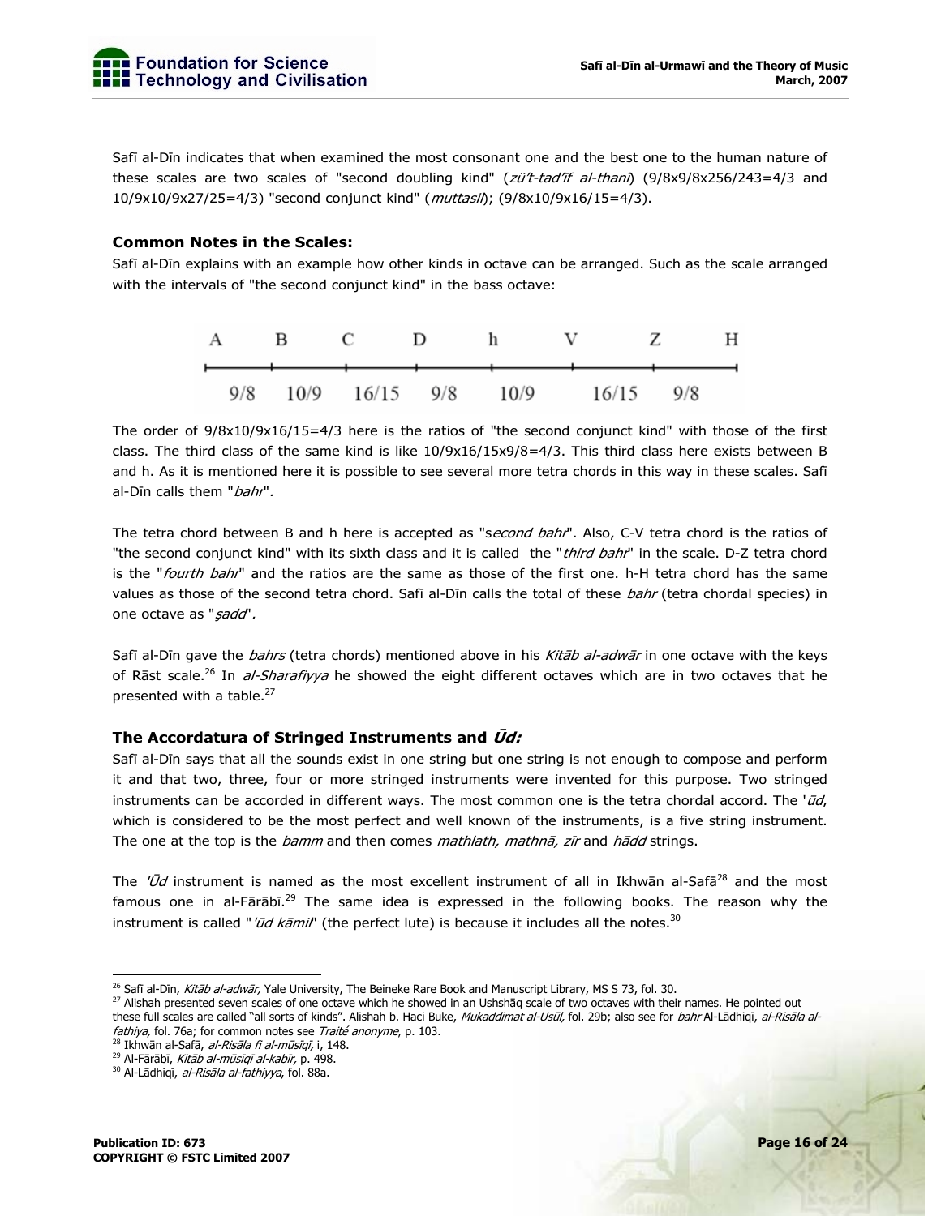Safī al-Dīn indicates that when examined the most consonant one and the best one to the human nature of these scales are two scales of "second doubling kind" (*zü't-tad'īf al-thanī*) (9/8x9/8x256/243=4/3 and 10/9x10/9x27/25=4/3) "second conjunct kind" (*muttasil*); (9/8x10/9x16/15=4/3).

### Common Notes in the Scales:

Safī al-Dīn explains with an example how other kinds in octave can be arranged. Such as the scale arranged with the intervals of "the second conjunct kind" in the bass octave:

| A | | B | | C | | D | | h | | V | | Z | | H |
|---|---|---|---|---|---|---|---|---|---|---|---|---|---|---|
| | 9/8 | | 10/9 | | 16/15 | | 9/8 | | 10/9 | | 16/15 | | 9/8 | |

The order of 9/8x10/9x16/15=4/3 here is the ratios of "the second conjunct kind" with those of the first class. The third class of the same kind is like 10/9x16/15x9/8=4/3. This third class here exists between B and h. As it is mentioned here it is possible to see several more tetra chords in this way in these scales. Safī al-Dīn calls them "*bahr*".

The tetra chord between B and h here is accepted as "s*econd bahr*". Also, C-V tetra chord is the ratios of "the second conjunct kind" with its sixth class and it is called the "*third bahr*" in the scale. D-Z tetra chord is the "*fourth bahr*" and the ratios are the same as those of the first one. h-H tetra chord has the same values as those of the second tetra chord. Safī al-Dīn calls the total of these *bahr* (tetra chordal species) in one octave as "*ṣadd*".

Safī al-Dīn gave the *bahrs* (tetra chords) mentioned above in his *Kitāb al-adwār* in one octave with the keys of Rāst scale.[26] In *al-Sharafiyya* he showed the eight different octaves which are in two octaves that he presented with a table.[27]

### The Accordatura of Stringed Instruments and *Ūd:*

Safī al-Dīn says that all the sounds exist in one string but one string is not enough to compose and perform it and that two, three, four or more stringed instruments were invented for this purpose. Two stringed instruments can be accorded in different ways. The most common one is the tetra chordal accord. The '*ūd*, which is considered to be the most perfect and well known of the instruments, is a five string instrument. The one at the top is the *bamm* and then comes *mathlath, mathnā, zīr* and *hādd* strings.

The *'Ūd* instrument is named as the most excellent instrument of all in Ikhwān al-Safā[28] and the most famous one in al-Fārābī.[29] The same idea is expressed in the following books. The reason why the instrument is called "*'ūd kāmil*" (the perfect lute) is because it includes all the notes.[30]

---

[26] Safī al-Dīn, *Kitāb al-adwār,* Yale University, The Beineke Rare Book and Manuscript Library, MS S 73, fol. 30.

[27] Alishah presented seven scales of one octave which he showed in an Ushshāq scale of two octaves with their names. He pointed out these full scales are called "all sorts of kinds". Alishah b. Haci Buke, *Mukaddimat al-Usūl,* fol. 29b; also see for *bahr* Al-Lādhiqī, *al-Risāla al-fathiya,* fol. 76a; for common notes see *Traité anonyme*, p. 103.

[28] Ikhwān al-Safā, *al-Risāla fi al-mūsīqī,* i, 148.

[29] Al-Fārābī, *Kitāb al-mūsīqī al-kabīr,* p. 498.

[30] Al-Lādhiqī, *al-Risāla al-fathiyya*, fol. 88a.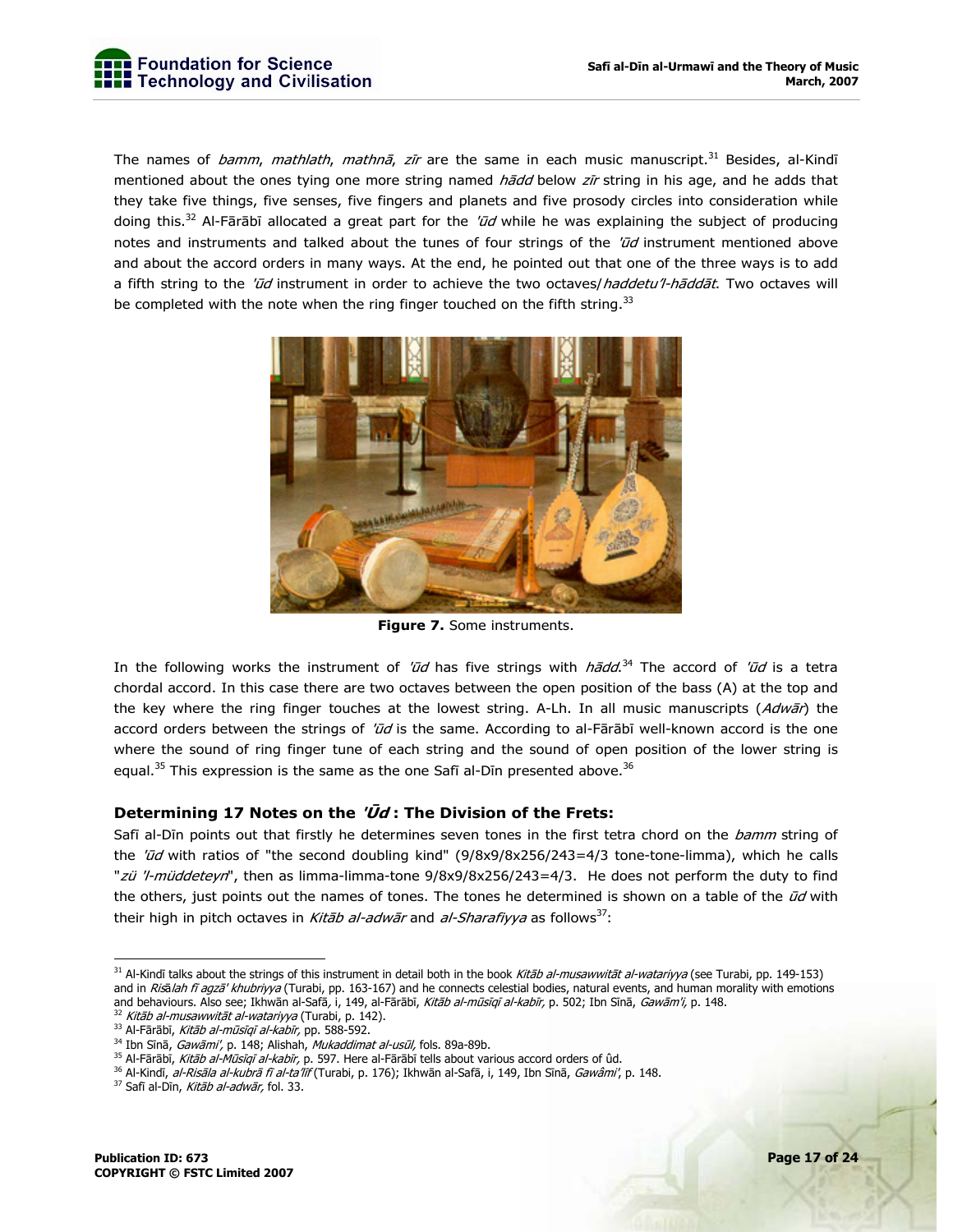The names of *bamm*, *mathlath*, *mathnā*, *zīr* are the same in each music manuscript.[31] Besides, al-Kindī mentioned about the ones tying one more string named *hādd* below *zīr* string in his age, and he adds that they take five things, five senses, five fingers and planets and five prosody circles into consideration while doing this.[32] Al-Fārābī allocated a great part for the *'ūd* while he was explaining the subject of producing notes and instruments and talked about the tunes of four strings of the *'ūd* instrument mentioned above and about the accord orders in many ways. At the end, he pointed out that one of the three ways is to add a fifth string to the *'ūd* instrument in order to achieve the two octaves/*haddetu'l-hāddāt*. Two octaves will be completed with the note when the ring finger touched on the fifth string.[33]

**Figure 7.** Some instruments.

In the following works the instrument of *'ūd* has five strings with *hādd*.[34] The accord of *'ūd* is a tetra chordal accord. In this case there are two octaves between the open position of the bass (A) at the top and the key where the ring finger touches at the lowest string. A-Lh. In all music manuscripts (*Adwār*) the accord orders between the strings of *'ūd* is the same. According to al-Fārābī well-known accord is the one where the sound of ring finger tune of each string and the sound of open position of the lower string is equal.[35] This expression is the same as the one Safī al-Dīn presented above.[36]

### Determining 17 Notes on the *'Ūd* : The Division of the Frets:

Safī al-Dīn points out that firstly he determines seven tones in the first tetra chord on the *bamm* string of the *'ūd* with ratios of "the second doubling kind" (9/8x9/8x256/243=4/3 tone-tone-limma), which he calls "*zü 'l-müddeteyn*", then as limma-limma-tone 9/8x9/8x256/243=4/3. He does not perform the duty to find the others, just points out the names of tones. The tones he determined is shown on a table of the *ūd* with their high in pitch octaves in *Kitāb al-adwār* and *al-Sharafiyya* as follows[37]:

---

[31] Al-Kindī talks about the strings of this instrument in detail both in the book *Kitāb al-musawwitāt al-watariyya* (see Turabi, pp. 149-153) and in *Risālah fī agzā' khubriyya* (Turabi, pp. 163-167) and he connects celestial bodies, natural events, and human morality with emotions and behaviours. Also see; Ikhwān al-Safā, i, 149, al-Fārābī, *Kitāb al-mūsīqī al-kabīr,* p. 502; Ibn Sīnā, *Gawāmi',* p. 148.

[32] *Kitāb al-musawwitāt al-watariyya* (Turabi, p. 142).

[33] Al-Fārābī, *Kitāb al-mūsīqī al-kabīr,* pp. 588-592.

[34] Ibn Sīnā, *Gawāmi',* p. 148; Alishah, *Mukaddimat al-usūl,* fols. 89a-89b.

[35] Al-Fārābī, *Kitāb al-Mūsīqī al-kabīr,* p. 597. Here al-Fārābī tells about various accord orders of ûd.

[36] Al-Kindī, *al-Risāla al-kubrā fī al-ta'līf* (Turabi, p. 176); Ikhwān al-Safā, i, 149, Ibn Sīnā, *Gawâmi',* p. 148.

[37] Safī al-Dīn, *Kitāb al-adwār,* fol. 33.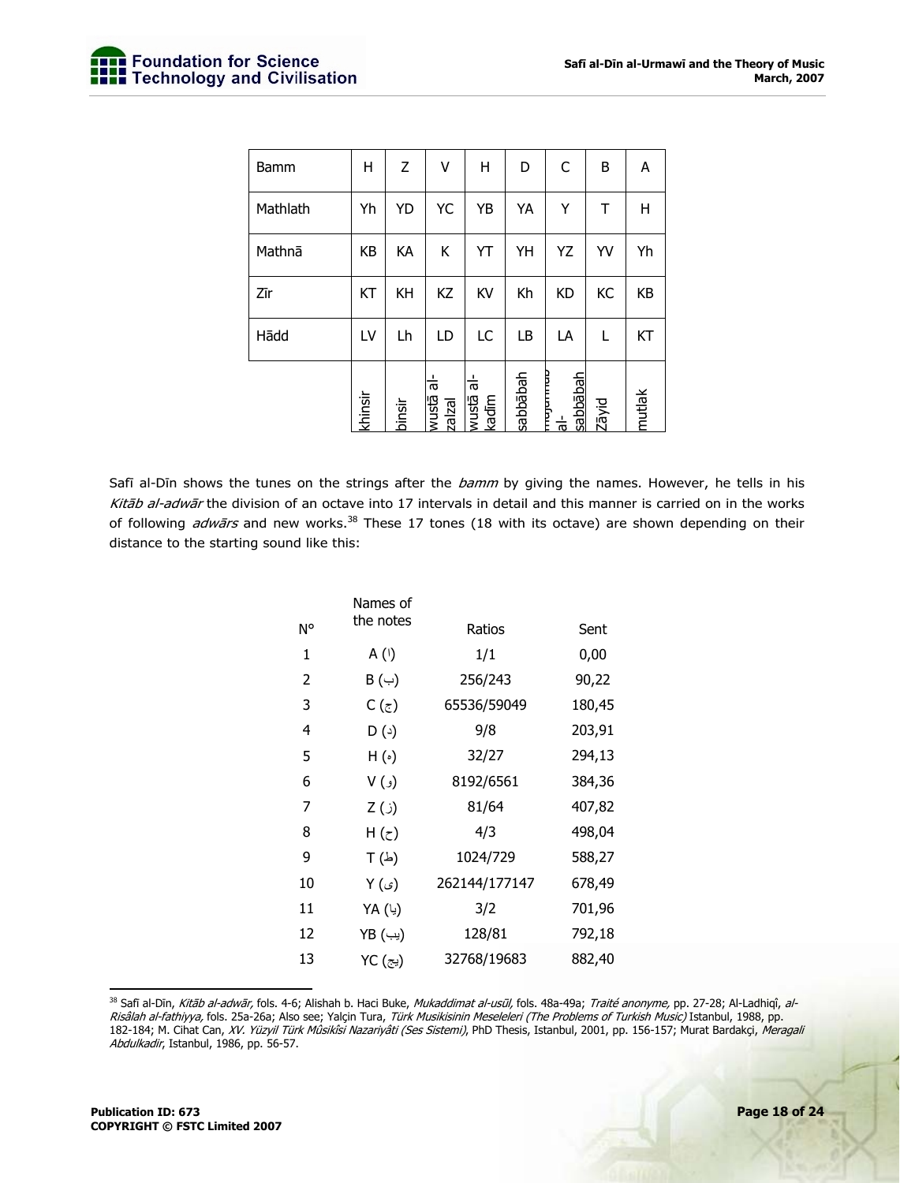| Bamm | H | Z | V | H | D | C | B | A |
|---|---|---|---|---|---|---|---|---|
| Mathlath | Yh | YD | YC | YB | YA | Y | T | H |
| Mathnā | KB | KA | K | YT | YH | YZ | YV | Yh |
| Zīr | KT | KH | KZ | KV | Kh | KD | KC | KB |
| Hādd | LV | Lh | LD | LC | LB | LA | L | KT |
| | khinsir | binsir | wustā al-zalzal | wustā al-kadim | sabbābah | mujannab al-sabbābah | Zāyid | mutlak |

Safī al-Dīn shows the tunes on the strings after the *bamm* by giving the names. However, he tells in his *Kitāb al-adwār* the division of an octave into 17 intervals in detail and this manner is carried on in the works of following *adwārs* and new works.[38] These 17 tones (18 with its octave) are shown depending on their distance to the starting sound like this:

| N° | Names of the notes | Ratios | Sent |
|---|---|---|---|
| 1 | A (ا) | 1/1 | 0,00 |
| 2 | B (ب) | 256/243 | 90,22 |
| 3 | C (ج) | 65536/59049 | 180,45 |
| 4 | D (د) | 9/8 | 203,91 |
| 5 | H (ه) | 32/27 | 294,13 |
| 6 | V (و) | 8192/6561 | 384,36 |
| 7 | Z (ز) | 81/64 | 407,82 |
| 8 | H (ح) | 4/3 | 498,04 |
| 9 | T (ط) | 1024/729 | 588,27 |
| 10 | Y (ى) | 262144/177147 | 678,49 |
| 11 | YA (يا) | 3/2 | 701,96 |
| 12 | YB (يب) | 128/81 | 792,18 |
| 13 | YC (يج) | 32768/19683 | 882,40 |

[38] Safī al-Dīn, *Kitāb al-adwār,* fols. 4-6; Alishah b. Haci Buke, *Mukaddimat al-usūl,* fols. 48a-49a; *Traité anonyme,* pp. 27-28; Al-Ladhiqî, *al-Risâlah al-fathiyya,* fols. 25a-26a; Also see; Yalçin Tura, *Türk Musikisinin Meseleleri (The Problems of Turkish Music)* Istanbul, 1988, pp. 182-184; M. Cihat Can, *XV. Yüzyil Türk Mûsikîsi Nazariyâti (Ses Sistemi),* PhD Thesis, Istanbul, 2001, pp. 156-157; Murat Bardakçi, *Meragali Abdulkadir*, Istanbul, 1986, pp. 56-57.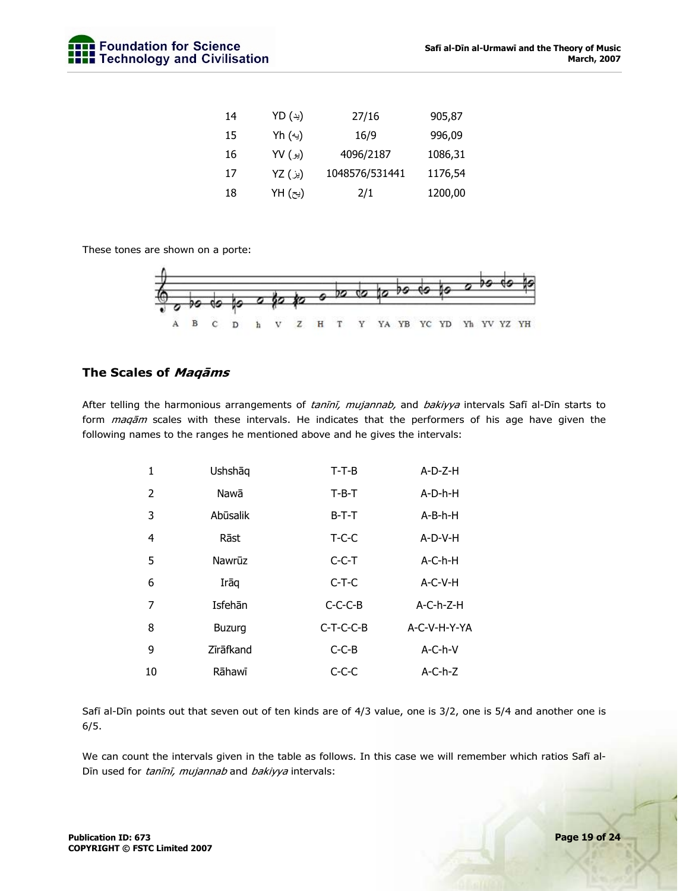| 14 | YD (يد) | 27/16 | 905,87 |
|---|---|---|---|
| 15 | Yh (يه) | 16/9 | 996,09 |
| 16 | YV (يو) | 4096/2187 | 1086,31 |
| 17 | YZ (يز) | 1048576/531441 | 1176,54 |
| 18 | YH (يح) | 2/1 | 1200,00 |

These tones are shown on a porte:

A B C D h V Z H T Y YA YB YC YD Yh YV YZ YH

## The Scales of *Maqāms*

After telling the harmonious arrangements of *tanīnī, mujannab,* and *bakiyya* intervals Safī al-Dīn starts to form *maqām* scales with these intervals. He indicates that the performers of his age have given the following names to the ranges he mentioned above and he gives the intervals:

| 1 | Ushshāq | T-T-B | A-D-Z-H |
|---|---|---|---|
| 2 | Nawā | T-B-T | A-D-h-H |
| 3 | Abūsalik | B-T-T | A-B-h-H |
| 4 | Rāst | T-C-C | A-D-V-H |
| 5 | Nawrūz | C-C-T | A-C-h-H |
| 6 | Irāq | C-T-C | A-C-V-H |
| 7 | Isfehān | C-C-C-B | A-C-h-Z-H |
| 8 | Buzurg | C-T-C-C-B | A-C-V-H-Y-YA |
| 9 | Zīrāfkand | C-C-B | A-C-h-V |
| 10 | Rāhawī | C-C-C | A-C-h-Z |

Safī al-Dīn points out that seven out of ten kinds are of 4/3 value, one is 3/2, one is 5/4 and another one is 6/5.

We can count the intervals given in the table as follows. In this case we will remember which ratios Safī al-Dīn used for *tanīnī, mujannab* and *bakiyya* intervals: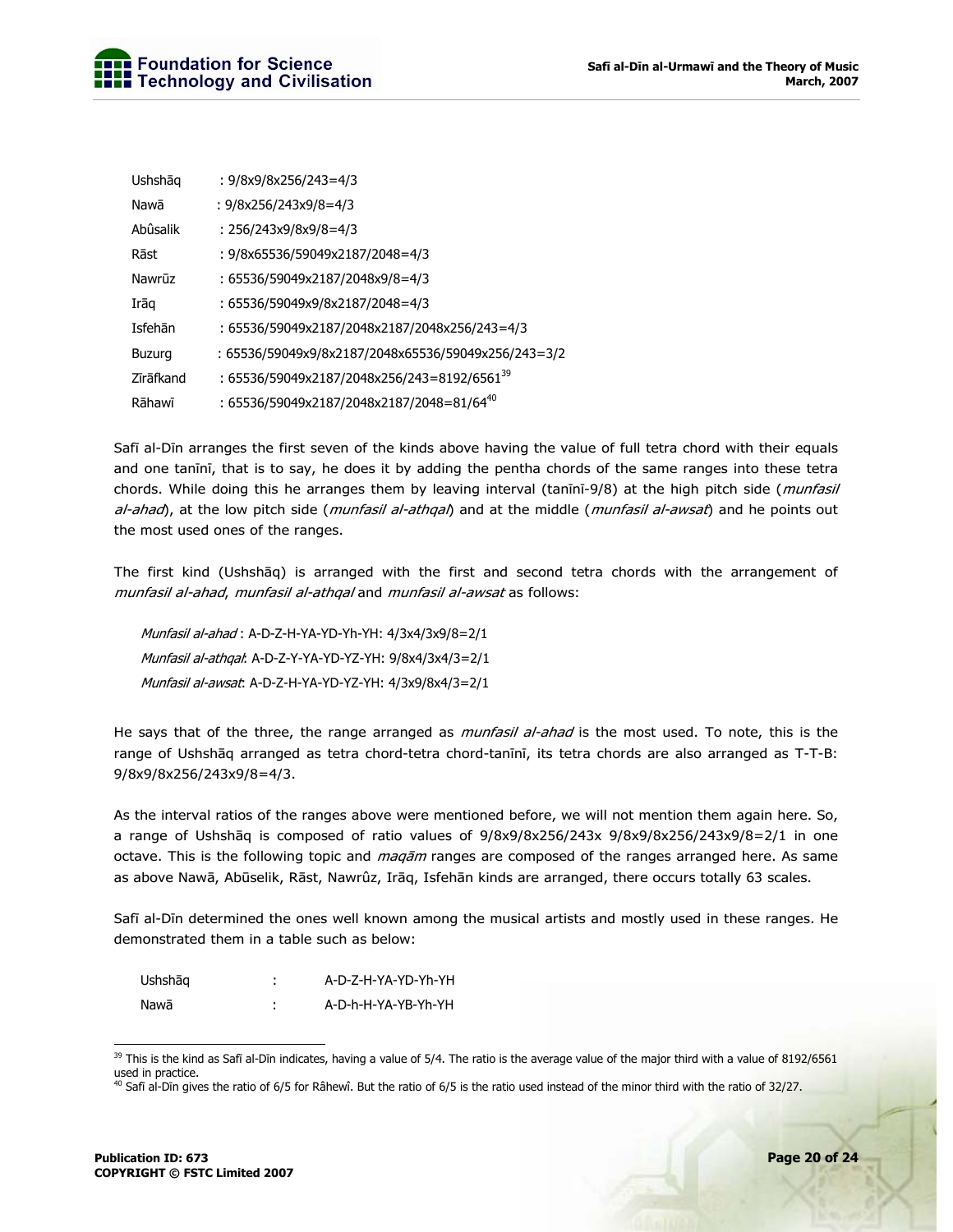| | |
|---|---|
| Ushshāq | : 9/8x9/8x256/243=4/3 |
| Nawā | : 9/8x256/243x9/8=4/3 |
| Abûsalik | : 256/243x9/8x9/8=4/3 |
| Rāst | : 9/8x65536/59049x2187/2048=4/3 |
| Nawrūz | : 65536/59049x2187/2048x9/8=4/3 |
| Irāq | : 65536/59049x9/8x2187/2048=4/3 |
| Isfehān | : 65536/59049x2187/2048x2187/2048x256/243=4/3 |
| Buzurg | : 65536/59049x9/8x2187/2048x65536/59049x256/243=3/2 |
| Zīrāfkand | : 65536/59049x2187/2048x256/243=8192/6561[39] |
| Rāhawī | : 65536/59049x2187/2048x2187/2048=81/64[40] |

Safī al-Dīn arranges the first seven of the kinds above having the value of full tetra chord with their equals and one tanīnī, that is to say, he does it by adding the pentha chords of the same ranges into these tetra chords. While doing this he arranges them by leaving interval (tanīnī-9/8) at the high pitch side (*munfasil al-ahad*), at the low pitch side (*munfasil al-athqal*) and at the middle (*munfasil al-awsat*) and he points out the most used ones of the ranges.

The first kind (Ushshāq) is arranged with the first and second tetra chords with the arrangement of *munfasil al-ahad*, *munfasil al-athqal* and *munfasil al-awsat* as follows:

*Munfasil al-ahad* : A-D-Z-H-YA-YD-Yh-YH: 4/3x4/3x9/8=2/1
*Munfasil al-athqal*: A-D-Z-Y-YA-YD-YZ-YH: 9/8x4/3x4/3=2/1
*Munfasil al-awsat*: A-D-Z-H-YA-YD-YZ-YH: 4/3x9/8x4/3=2/1

He says that of the three, the range arranged as *munfasil al-ahad* is the most used. To note, this is the range of Ushshāq arranged as tetra chord-tetra chord-tanīnī, its tetra chords are also arranged as T-T-B: 9/8x9/8x256/243x9/8=4/3.

As the interval ratios of the ranges above were mentioned before, we will not mention them again here. So, a range of Ushshāq is composed of ratio values of 9/8x9/8x256/243x 9/8x9/8x256/243x9/8=2/1 in one octave. This is the following topic and *maqām* ranges are composed of the ranges arranged here. As same as above Nawā, Abūselik, Rāst, Nawrûz, Irāq, Isfehān kinds are arranged, there occurs totally 63 scales.

Safī al-Dīn determined the ones well known among the musical artists and mostly used in these ranges. He demonstrated them in a table such as below:

| | | |
|---|---|---|
| Ushshāq | : | A-D-Z-H-YA-YD-Yh-YH |
| Nawā | : | A-D-h-H-YA-YB-Yh-YH |

[39] This is the kind as Safī al-Dīn indicates, having a value of 5/4. The ratio is the average value of the major third with a value of 8192/6561 used in practice.

[40] Safī al-Dīn gives the ratio of 6/5 for Râhewî. But the ratio of 6/5 is the ratio used instead of the minor third with the ratio of 32/27.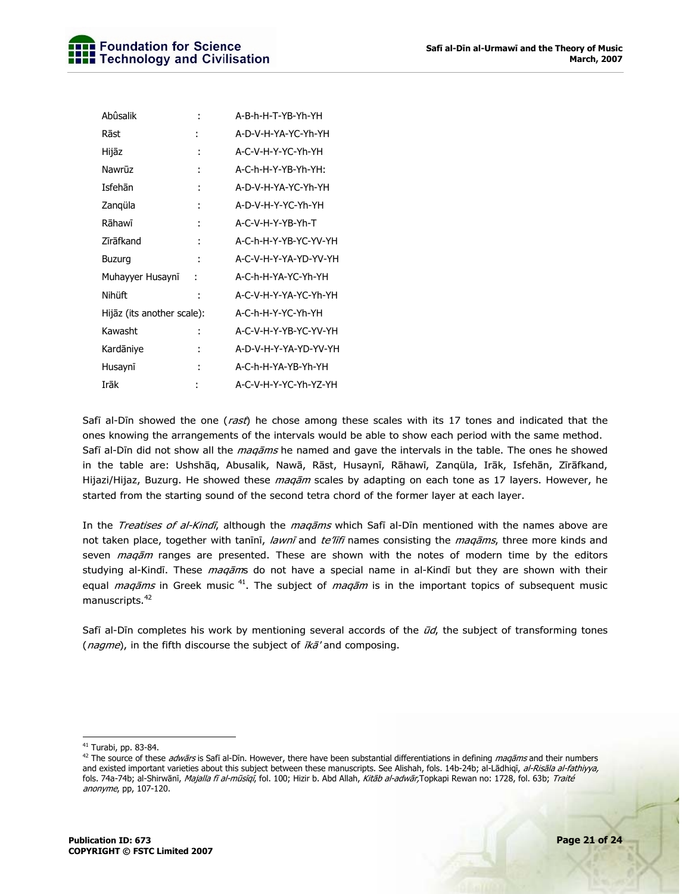| | | |
|---|---|---|
| Abûsalik | : | A-B-h-H-T-YB-Yh-YH |
| Rāst | : | A-D-V-H-YA-YC-Yh-YH |
| Hijāz | : | A-C-V-H-Y-YC-Yh-YH |
| Nawrūz | : | A-C-h-H-Y-YB-Yh-YH: |
| Isfehān | : | A-D-V-H-YA-YC-Yh-YH |
| Zanqüla | : | A-D-V-H-Y-YC-Yh-YH |
| Rāhawī | : | A-C-V-H-Y-YB-Yh-T |
| Zīrāfkand | : | A-C-h-H-Y-YB-YC-YV-YH |
| Buzurg | : | A-C-V-H-Y-YA-YD-YV-YH |
| Muhayyer Husaynī | : | A-C-h-H-YA-YC-Yh-YH |
| Nihüft | : | A-C-V-H-Y-YA-YC-Yh-YH |
| Hijāz (its another scale): | | A-C-h-H-Y-YC-Yh-YH |
| Kawasht | : | A-C-V-H-Y-YB-YC-YV-YH |
| Kardāniye | : | A-D-V-H-Y-YA-YD-YV-YH |
| Husaynī | : | A-C-h-H-YA-YB-Yh-YH |
| Irāk | : | A-C-V-H-Y-YC-Yh-YZ-YH |

Safī al-Dīn showed the one (*rast*) he chose among these scales with its 17 tones and indicated that the ones knowing the arrangements of the intervals would be able to show each period with the same method. Safī al-Dīn did not show all the *maqāms* he named and gave the intervals in the table. The ones he showed in the table are: Ushshāq, Abusalik, Nawā, Rāst, Husaynī, Rāhawī, Zanqüla, Irāk, Isfehān, Zīrāfkand, Hijazi/Hijaz, Buzurg. He showed these *maqām* scales by adapting on each tone as 17 layers. However, he started from the starting sound of the second tetra chord of the former layer at each layer.

In the *Treatises of al-Kindī*, although the *maqāms* which Safī al-Dīn mentioned with the names above are not taken place, together with tanīnī, *lawnī* and *te'līfī* names consisting the *maqāms*, three more kinds and seven *maqām* ranges are presented. These are shown with the notes of modern time by the editors studying al-Kindī. These *maqām*s do not have a special name in al-Kindī but they are shown with their equal *maqāms* in Greek music [41]. The subject of *maqām* is in the important topics of subsequent music manuscripts.[42]

Safī al-Dīn completes his work by mentioning several accords of the *ūd*, the subject of transforming tones (*nagme*), in the fifth discourse the subject of *īkā'* and composing.

---

[41] Turabi, pp. 83-84.

[42] The source of these *adwārs* is Safī al-Dīn. However, there have been substantial differentiations in defining *maqāms* and their numbers and existed important varieties about this subject between these manuscripts. See Alishah, fols. 14b-24b; al-Lādhiqī, *al-Risāla al-fathiyya,* fols. 74a-74b; al-Shirwānī, *Majalla fī al-mūsīqī*, fol. 100; Hizir b. Abd Allah, *Kitāb al-adwār,*Topkapi Rewan no: 1728, fol. 63b; *Traité anonyme*, pp, 107-120.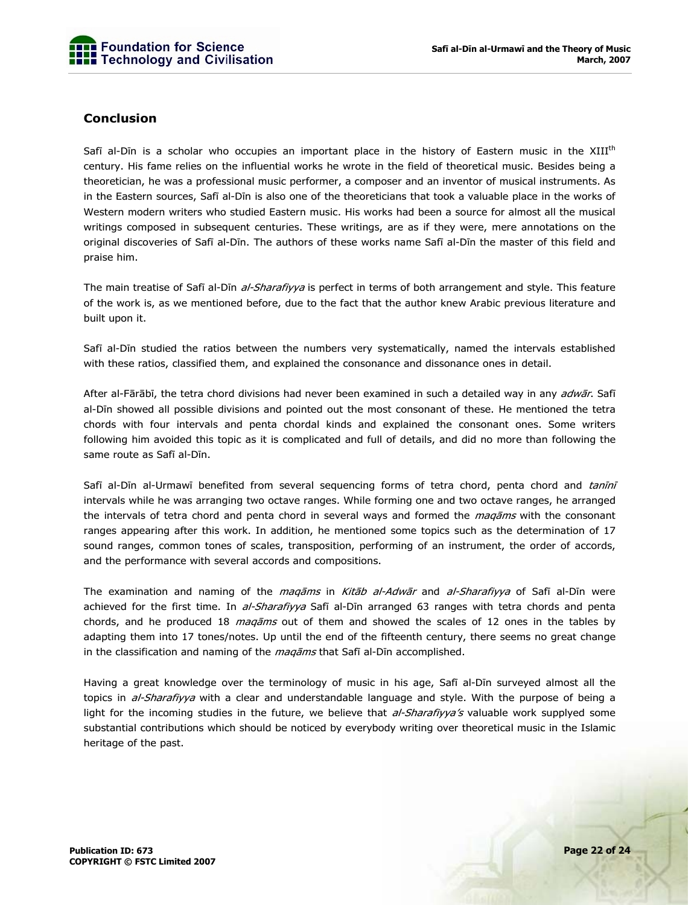## Conclusion

Safī al-Dīn is a scholar who occupies an important place in the history of Eastern music in the XIII[th] century. His fame relies on the influential works he wrote in the field of theoretical music. Besides being a theoretician, he was a professional music performer, a composer and an inventor of musical instruments. As in the Eastern sources, Safī al-Dīn is also one of the theoreticians that took a valuable place in the works of Western modern writers who studied Eastern music. His works had been a source for almost all the musical writings composed in subsequent centuries. These writings, are as if they were, mere annotations on the original discoveries of Safī al-Dīn. The authors of these works name Safī al-Dīn the master of this field and praise him.

The main treatise of Safī al-Dīn *al-Sharafiyya* is perfect in terms of both arrangement and style. This feature of the work is, as we mentioned before, due to the fact that the author knew Arabic previous literature and built upon it.

Safī al-Dīn studied the ratios between the numbers very systematically, named the intervals established with these ratios, classified them, and explained the consonance and dissonance ones in detail.

After al-Fārābī, the tetra chord divisions had never been examined in such a detailed way in any *adwār*. Safī al-Dīn showed all possible divisions and pointed out the most consonant of these. He mentioned the tetra chords with four intervals and penta chordal kinds and explained the consonant ones. Some writers following him avoided this topic as it is complicated and full of details, and did no more than following the same route as Safī al-Dīn.

Safī al-Dīn al-Urmawī benefited from several sequencing forms of tetra chord, penta chord and *tanīnī* intervals while he was arranging two octave ranges. While forming one and two octave ranges, he arranged the intervals of tetra chord and penta chord in several ways and formed the *maqāms* with the consonant ranges appearing after this work. In addition, he mentioned some topics such as the determination of 17 sound ranges, common tones of scales, transposition, performing of an instrument, the order of accords, and the performance with several accords and compositions.

The examination and naming of the *maqāms* in *Kitāb al-Adwār* and *al-Sharafiyya* of Safī al-Dīn were achieved for the first time. In *al-Sharafiyya* Safī al-Dīn arranged 63 ranges with tetra chords and penta chords, and he produced 18 *maqāms* out of them and showed the scales of 12 ones in the tables by adapting them into 17 tones/notes. Up until the end of the fifteenth century, there seems no great change in the classification and naming of the *maqāms* that Safī al-Dīn accomplished.

Having a great knowledge over the terminology of music in his age, Safī al-Dīn surveyed almost all the topics in *al-Sharafiyya* with a clear and understandable language and style. With the purpose of being a light for the incoming studies in the future, we believe that *al-Sharafiyya's* valuable work supplyed some substantial contributions which should be noticed by everybody writing over theoretical music in the Islamic heritage of the past.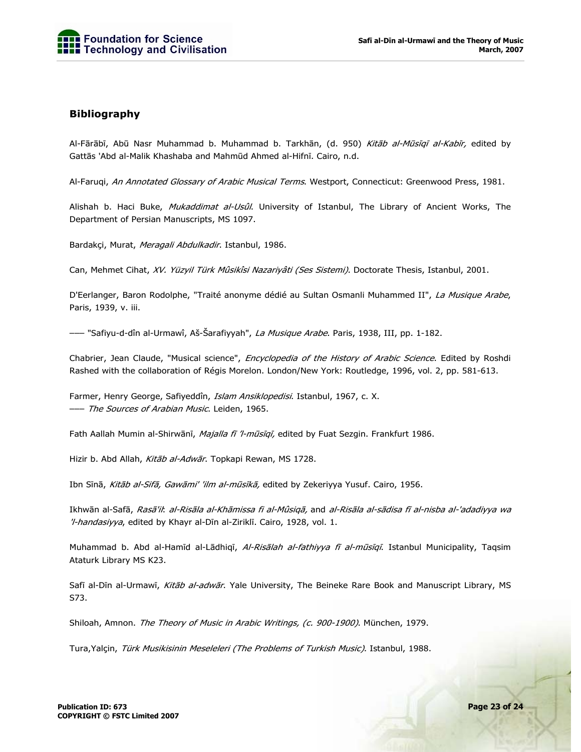## Bibliography

Al-Fārābī, Abū Nasr Muhammad b. Muhammad b. Tarkhān, (d. 950) *Kitāb al-Mūsīqī al-Kabīr,* edited by Gattās 'Abd al-Malik Khashaba and Mahmūd Ahmed al-Hifnī. Cairo, n.d.

Al-Faruqi, *An Annotated Glossary of Arabic Musical Terms*. Westport, Connecticut: Greenwood Press, 1981.

Alishah b. Haci Buke, *Mukaddimat al-Usûl*. University of Istanbul, The Library of Ancient Works, The Department of Persian Manuscripts, MS 1097.

Bardakçi, Murat, *Meragali Abdulkadir*. Istanbul, 1986.

Can, Mehmet Cihat, *XV. Yüzyil Türk Mûsikîsi Nazariyâti (Ses Sistemi)*. Doctorate Thesis, Istanbul, 2001.

D'Eerlanger, Baron Rodolphe, "Traité anonyme dédié au Sultan Osmanli Muhammed II", *La Musique Arabe*, Paris, 1939, v. iii.

——— "Safiyu-d-dîn al-Urmawî, Aš-Šarafiyyah", *La Musique Arabe*. Paris, 1938, III, pp. 1-182.

Chabrier, Jean Claude, "Musical science", *Encyclopedia of the History of Arabic Science*. Edited by Roshdi Rashed with the collaboration of Régis Morelon. London/New York: Routledge, 1996, vol. 2, pp. 581-613.

Farmer, Henry George, Safiyeddîn, *Islam Ansiklopedisi*. Istanbul, 1967, c. X.
——— *The Sources of Arabian Music*. Leiden, 1965.

Fath Aallah Mumin al-Shirwānī, *Majalla fī 'l-mūsīqī,* edited by Fuat Sezgin. Frankfurt 1986.

Hizir b. Abd Allah, *Kitāb al-Adwār*. Topkapi Rewan, MS 1728.

Ibn Sīnā, *Kitāb al-Sifā, Gawāmi' 'ilm al-mūsīkā,* edited by Zekeriyya Yusuf. Cairo, 1956.

Ikhwān al-Safā, *Rasā'il*: *al-Risāla al-Khāmissa fi al-Mûsiqā,* and *al-Risāla al-sādisa fī al-nisba al-'adadiyya wa 'l-handasiyya*, edited by Khayr al-Dīn al-Ziriklī. Cairo, 1928, vol. 1.

Muhammad b. Abd al-Hamīd al-Lādhiqī, *Al-Risālah al-fathiyya fī al-mūsīqī*. Istanbul Municipality, Taqsim Ataturk Library MS K23.

Safī al-Dīn al-Urmawī, *Kitāb al-adwār*. Yale University, The Beineke Rare Book and Manuscript Library, MS S73.

Shiloah, Amnon. *The Theory of Music in Arabic Writings, (c. 900-1900)*. München, 1979.

Tura,Yalçin, *Türk Musikisinin Meseleleri (The Problems of Turkish Music)*. Istanbul, 1988.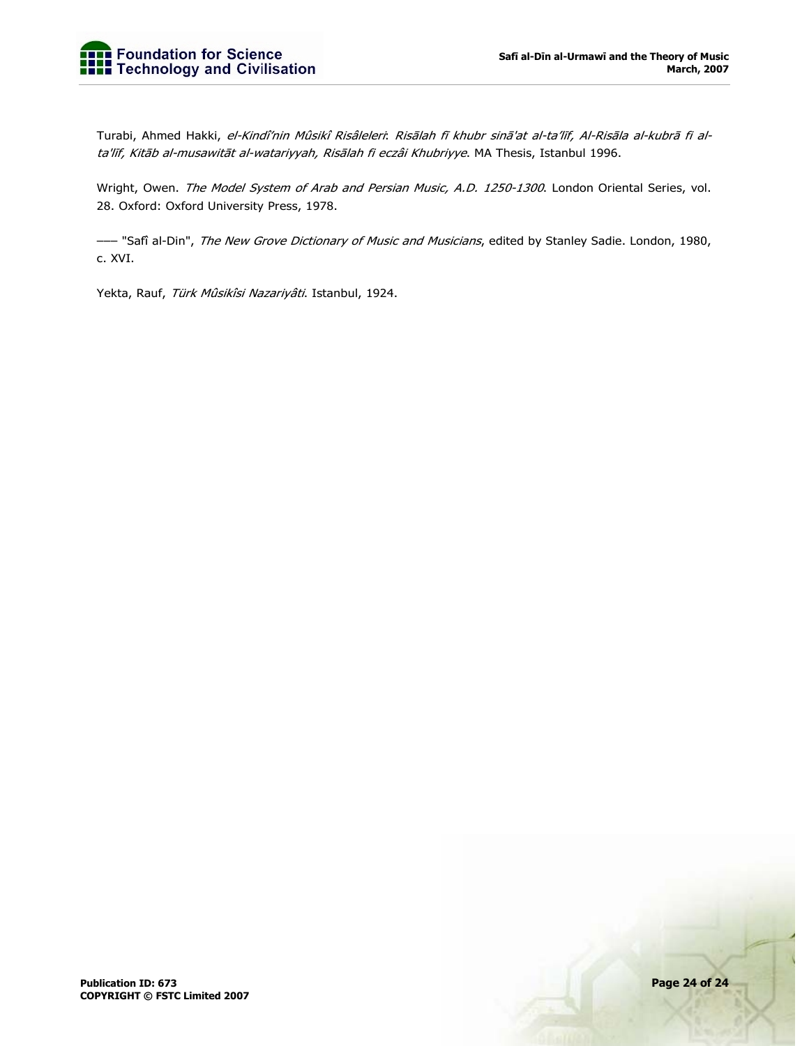Turabi, Ahmed Hakki, *el-Kindî'nin Mûsikî Risâleleri*: *Risālah fī khubr sinā'at al-ta'līf, Al-Risāla al-kubrā fi al-ta'līf, Kitāb al-musawitāt al-watariyyah, Risālah fi eczâi Khubriyye*. MA Thesis, Istanbul 1996.

Wright, Owen. *The Model System of Arab and Persian Music, A.D. 1250-1300*. London Oriental Series, vol. 28. Oxford: Oxford University Press, 1978.

——— "Safî al-Din", *The New Grove Dictionary of Music and Musicians*, edited by Stanley Sadie. London, 1980, c. XVI.

Yekta, Rauf, *Türk Mûsikîsi Nazariyâti*. Istanbul, 1924.